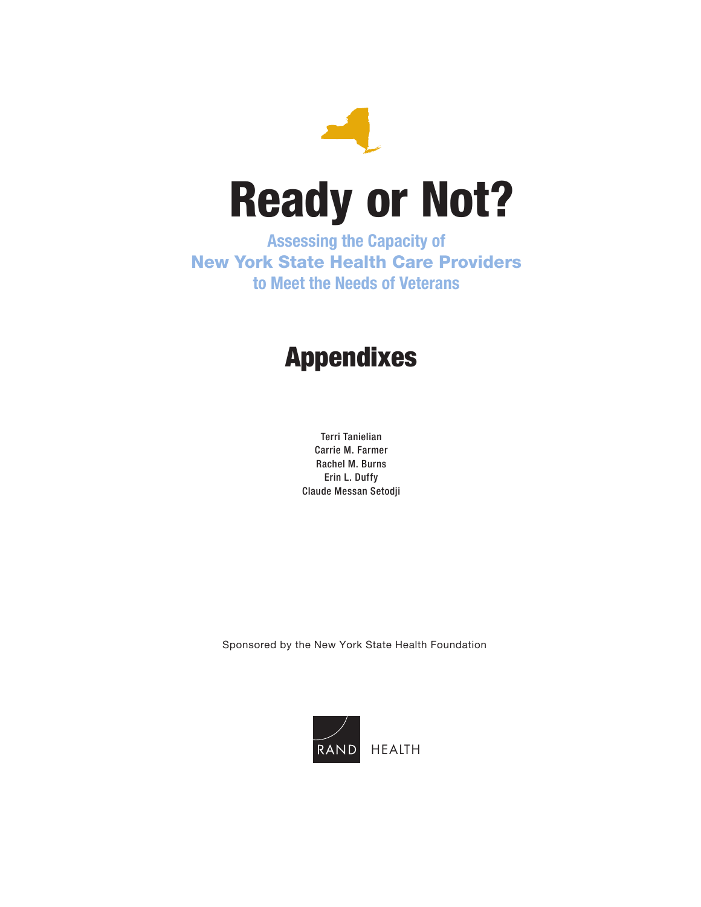# Ready or Not?

## Assessing the Capacity of New York State Health Care Providers to Meet the Needs of Veterans

# Appendixes

Terri Tanielian
Carrie M. Farmer
Rachel M. Burns
Erin L. Duffy
Claude Messan Setodji

Sponsored by the New York State Health Foundation

RAND HEALTH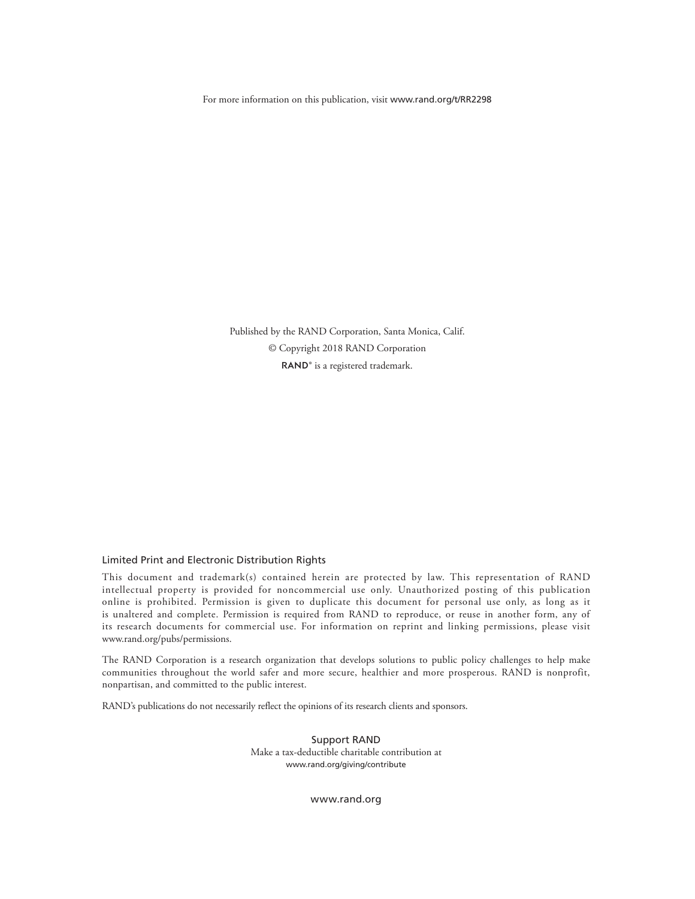For more information on this publication, visit www.rand.org/t/RR2298

Published by the RAND Corporation, Santa Monica, Calif.

© Copyright 2018 RAND Corporation

RAND® is a registered trademark.

### Limited Print and Electronic Distribution Rights

This document and trademark(s) contained herein are protected by law. This representation of RAND intellectual property is provided for noncommercial use only. Unauthorized posting of this publication online is prohibited. Permission is given to duplicate this document for personal use only, as long as it is unaltered and complete. Permission is required from RAND to reproduce, or reuse in another form, any of its research documents for commercial use. For information on reprint and linking permissions, please visit www.rand.org/pubs/permissions.

The RAND Corporation is a research organization that develops solutions to public policy challenges to help make communities throughout the world safer and more secure, healthier and more prosperous. RAND is nonprofit, nonpartisan, and committed to the public interest.

RAND's publications do not necessarily reflect the opinions of its research clients and sponsors.

Support RAND

Make a tax-deductible charitable contribution at
www.rand.org/giving/contribute

www.rand.org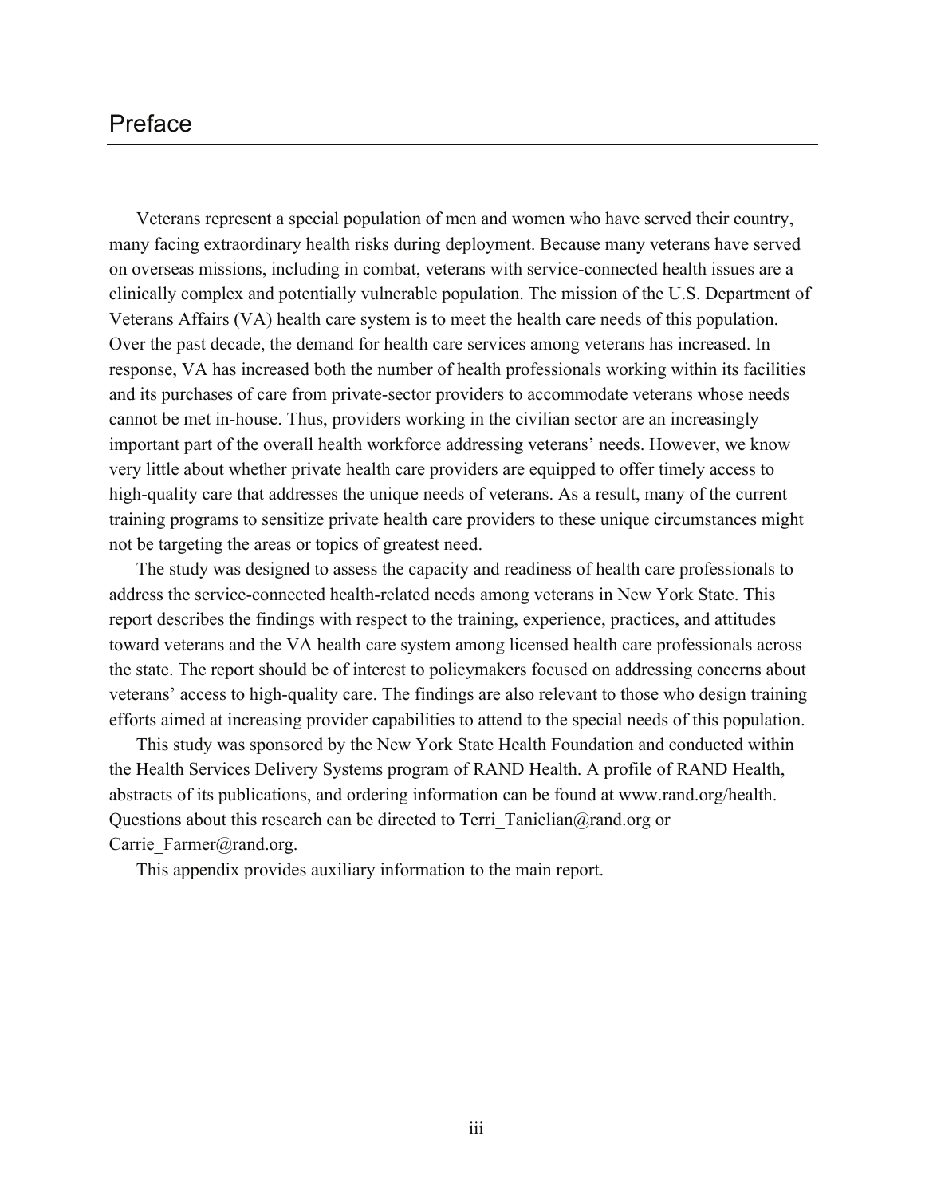# Preface

Veterans represent a special population of men and women who have served their country, many facing extraordinary health risks during deployment. Because many veterans have served on overseas missions, including in combat, veterans with service-connected health issues are a clinically complex and potentially vulnerable population. The mission of the U.S. Department of Veterans Affairs (VA) health care system is to meet the health care needs of this population. Over the past decade, the demand for health care services among veterans has increased. In response, VA has increased both the number of health professionals working within its facilities and its purchases of care from private-sector providers to accommodate veterans whose needs cannot be met in-house. Thus, providers working in the civilian sector are an increasingly important part of the overall health workforce addressing veterans' needs. However, we know very little about whether private health care providers are equipped to offer timely access to high-quality care that addresses the unique needs of veterans. As a result, many of the current training programs to sensitize private health care providers to these unique circumstances might not be targeting the areas or topics of greatest need.

The study was designed to assess the capacity and readiness of health care professionals to address the service-connected health-related needs among veterans in New York State. This report describes the findings with respect to the training, experience, practices, and attitudes toward veterans and the VA health care system among licensed health care professionals across the state. The report should be of interest to policymakers focused on addressing concerns about veterans' access to high-quality care. The findings are also relevant to those who design training efforts aimed at increasing provider capabilities to attend to the special needs of this population.

This study was sponsored by the New York State Health Foundation and conducted within the Health Services Delivery Systems program of RAND Health. A profile of RAND Health, abstracts of its publications, and ordering information can be found at www.rand.org/health. Questions about this research can be directed to Terri_Tanielian@rand.org or Carrie_Farmer@rand.org.

This appendix provides auxiliary information to the main report.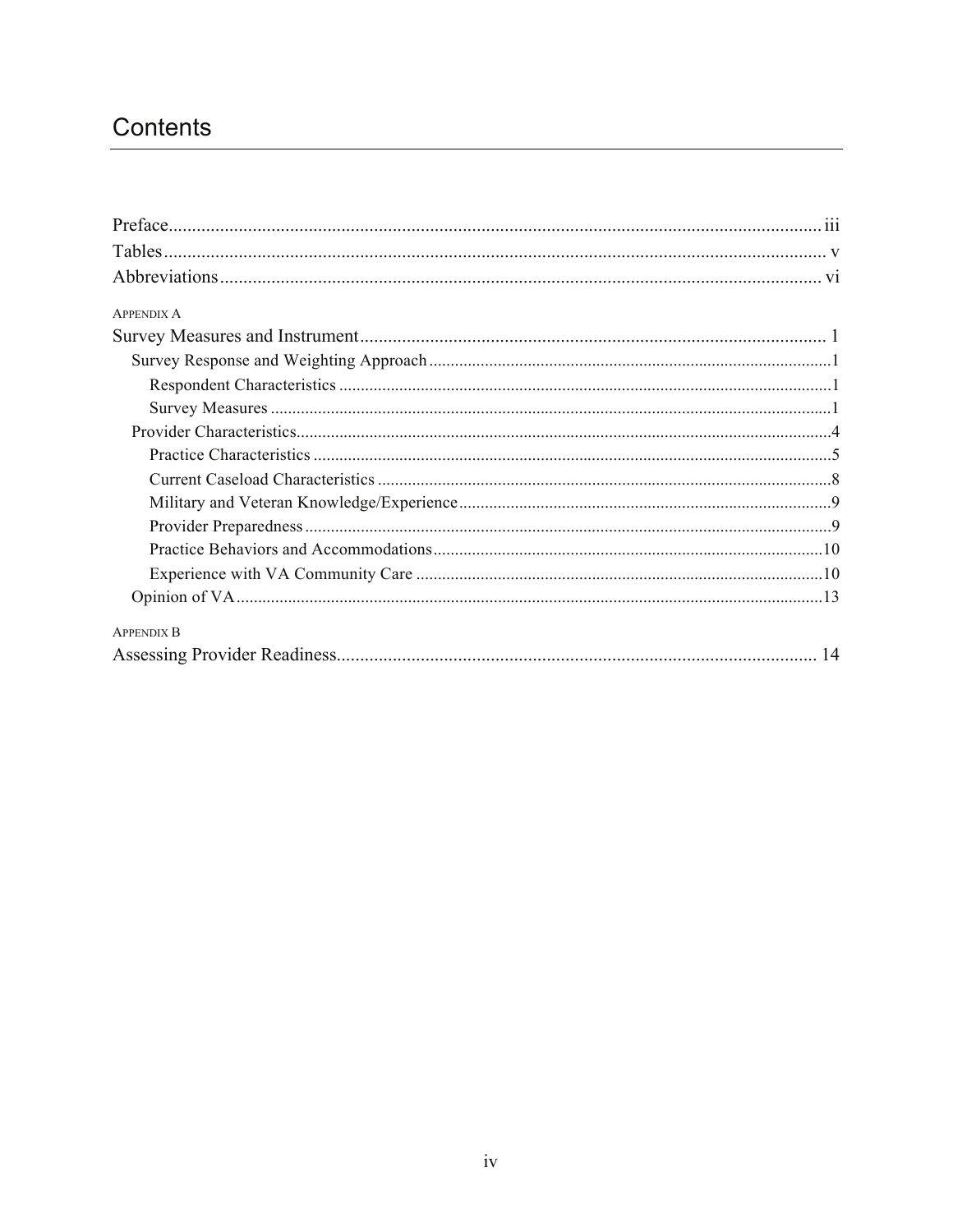# Contents

Preface ... iii
Tables ... v
Abbreviations ... vi

APPENDIX A

Survey Measures and Instrument ... 1

- Survey Response and Weighting Approach ... 1
  - Respondent Characteristics ... 1
  - Survey Measures ... 1
- Provider Characteristics ... 4
  - Practice Characteristics ... 5
  - Current Caseload Characteristics ... 8
  - Military and Veteran Knowledge/Experience ... 9
  - Provider Preparedness ... 9
  - Practice Behaviors and Accommodations ... 10
  - Experience with VA Community Care ... 10
- Opinion of VA ... 13

APPENDIX B

Assessing Provider Readiness ... 14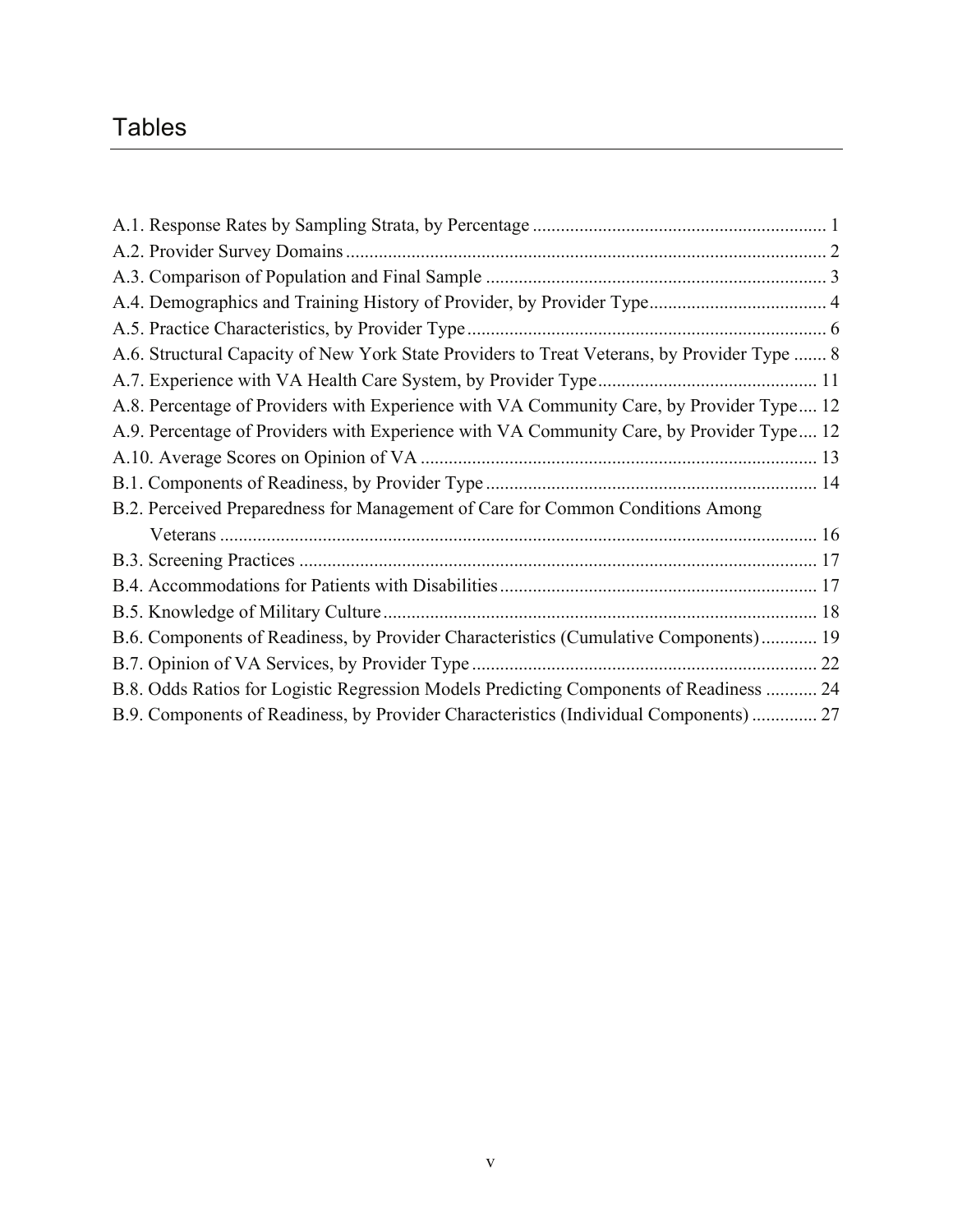# Tables

A.1. Response Rates by Sampling Strata, by Percentage ............................................................... 1
A.2. Provider Survey Domains ...................................................................................................... 2
A.3. Comparison of Population and Final Sample ......................................................................... 3
A.4. Demographics and Training History of Provider, by Provider Type...................................... 4
A.5. Practice Characteristics, by Provider Type ............................................................................. 6
A.6. Structural Capacity of New York State Providers to Treat Veterans, by Provider Type ....... 8
A.7. Experience with VA Health Care System, by Provider Type............................................... 11
A.8. Percentage of Providers with Experience with VA Community Care, by Provider Type.... 12
A.9. Percentage of Providers with Experience with VA Community Care, by Provider Type.... 12
A.10. Average Scores on Opinion of VA .................................................................................... 13
B.1. Components of Readiness, by Provider Type ....................................................................... 14
B.2. Perceived Preparedness for Management of Care for Common Conditions Among Veterans ............................................................................................................................... 16
B.3. Screening Practices .............................................................................................................. 17
B.4. Accommodations for Patients with Disabilities ................................................................... 17
B.5. Knowledge of Military Culture ............................................................................................ 18
B.6. Components of Readiness, by Provider Characteristics (Cumulative Components)............ 19
B.7. Opinion of VA Services, by Provider Type .......................................................................... 22
B.8. Odds Ratios for Logistic Regression Models Predicting Components of Readiness ........... 24
B.9. Components of Readiness, by Provider Characteristics (Individual Components) ............. 27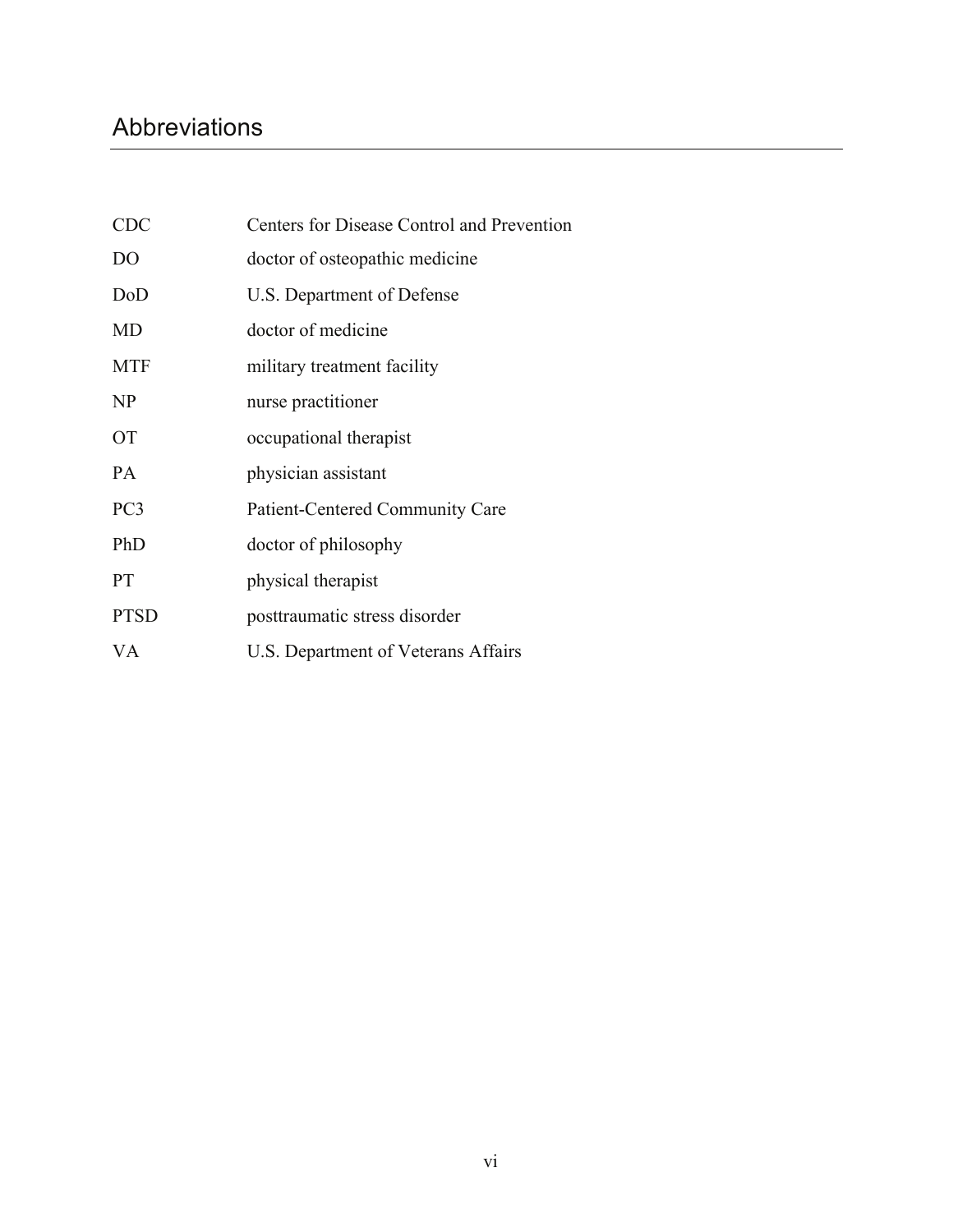# Abbreviations

| | |
|---|---|
| CDC | Centers for Disease Control and Prevention |
| DO | doctor of osteopathic medicine |
| DoD | U.S. Department of Defense |
| MD | doctor of medicine |
| MTF | military treatment facility |
| NP | nurse practitioner |
| OT | occupational therapist |
| PA | physician assistant |
| PC3 | Patient-Centered Community Care |
| PhD | doctor of philosophy |
| PT | physical therapist |
| PTSD | posttraumatic stress disorder |
| VA | U.S. Department of Veterans Affairs |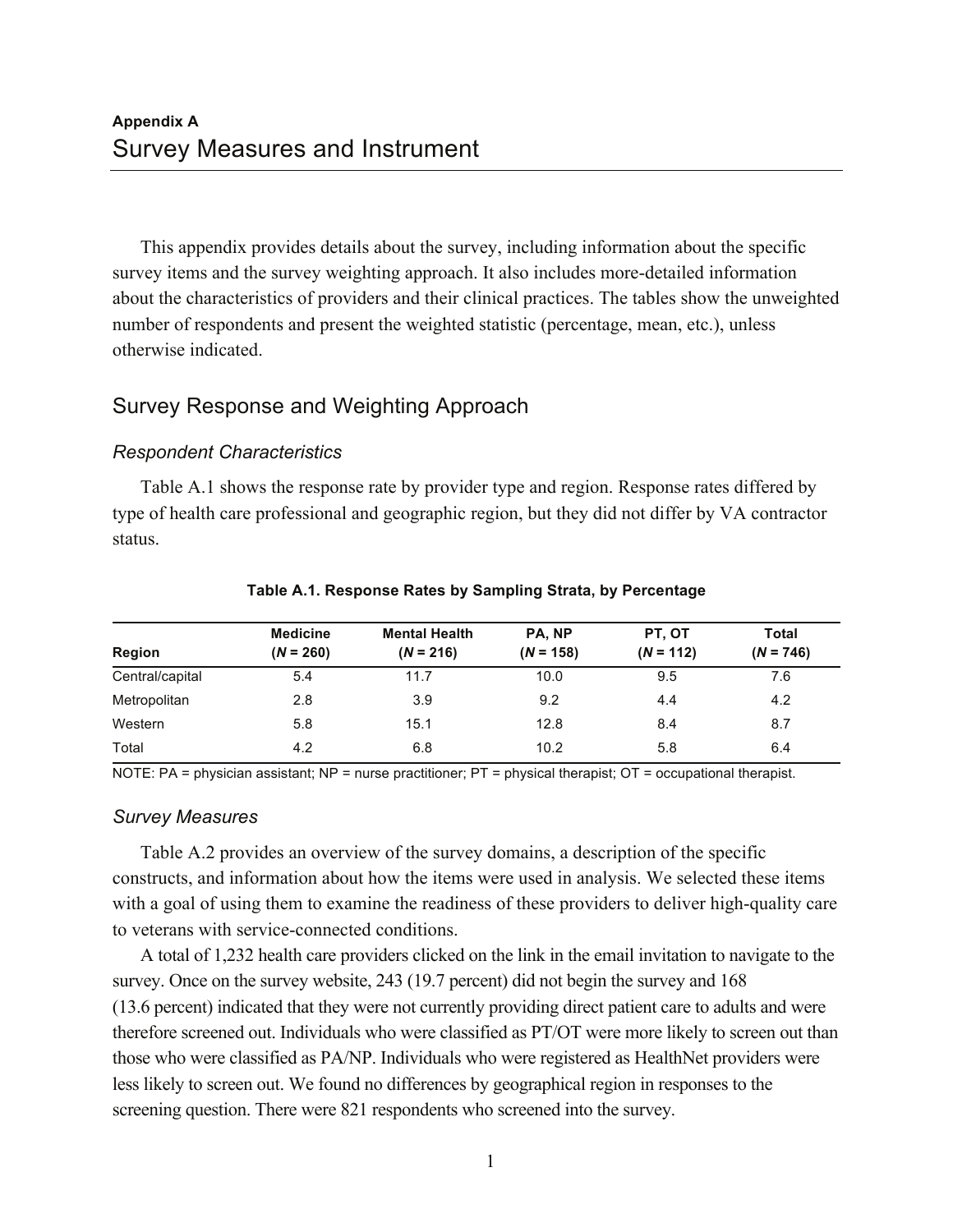**Appendix A**

# Survey Measures and Instrument

This appendix provides details about the survey, including information about the specific survey items and the survey weighting approach. It also includes more-detailed information about the characteristics of providers and their clinical practices. The tables show the unweighted number of respondents and present the weighted statistic (percentage, mean, etc.), unless otherwise indicated.

## Survey Response and Weighting Approach

### *Respondent Characteristics*

Table A.1 shows the response rate by provider type and region. Response rates differed by type of health care professional and geographic region, but they did not differ by VA contractor status.

**Table A.1. Response Rates by Sampling Strata, by Percentage**

| Region | Medicine (*N* = 260) | Mental Health (*N* = 216) | PA, NP (*N* = 158) | PT, OT (*N* = 112) | Total (*N* = 746) |
|---|---|---|---|---|---|
| Central/capital | 5.4 | 11.7 | 10.0 | 9.5 | 7.6 |
| Metropolitan | 2.8 | 3.9 | 9.2 | 4.4 | 4.2 |
| Western | 5.8 | 15.1 | 12.8 | 8.4 | 8.7 |
| Total | 4.2 | 6.8 | 10.2 | 5.8 | 6.4 |

NOTE: PA = physician assistant; NP = nurse practitioner; PT = physical therapist; OT = occupational therapist.

### *Survey Measures*

Table A.2 provides an overview of the survey domains, a description of the specific constructs, and information about how the items were used in analysis. We selected these items with a goal of using them to examine the readiness of these providers to deliver high-quality care to veterans with service-connected conditions.

A total of 1,232 health care providers clicked on the link in the email invitation to navigate to the survey. Once on the survey website, 243 (19.7 percent) did not begin the survey and 168 (13.6 percent) indicated that they were not currently providing direct patient care to adults and were therefore screened out. Individuals who were classified as PT/OT were more likely to screen out than those who were classified as PA/NP. Individuals who were registered as HealthNet providers were less likely to screen out. We found no differences by geographical region in responses to the screening question. There were 821 respondents who screened into the survey.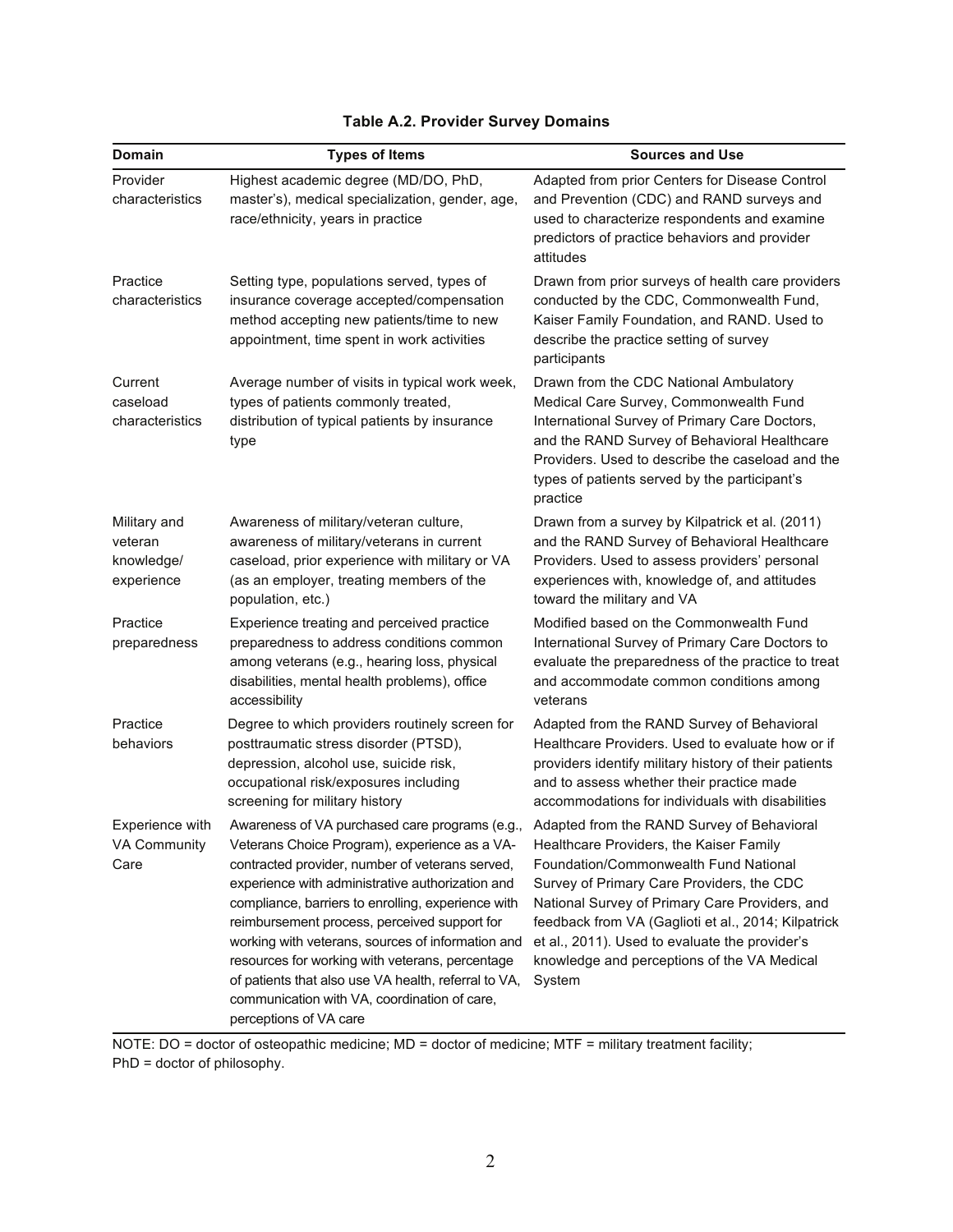**Table A.2. Provider Survey Domains**

| Domain | Types of Items | Sources and Use |
| --- | --- | --- |
| Provider characteristics | Highest academic degree (MD/DO, PhD, master's), medical specialization, gender, age, race/ethnicity, years in practice | Adapted from prior Centers for Disease Control and Prevention (CDC) and RAND surveys and used to characterize respondents and examine predictors of practice behaviors and provider attitudes |
| Practice characteristics | Setting type, populations served, types of insurance coverage accepted/compensation method accepting new patients/time to new appointment, time spent in work activities | Drawn from prior surveys of health care providers conducted by the CDC, Commonwealth Fund, Kaiser Family Foundation, and RAND. Used to describe the practice setting of survey participants |
| Current caseload characteristics | Average number of visits in typical work week, types of patients commonly treated, distribution of typical patients by insurance type | Drawn from the CDC National Ambulatory Medical Care Survey, Commonwealth Fund International Survey of Primary Care Doctors, and the RAND Survey of Behavioral Healthcare Providers. Used to describe the caseload and the types of patients served by the participant's practice |
| Military and veteran knowledge/experience | Awareness of military/veteran culture, awareness of military/veterans in current caseload, prior experience with military or VA (as an employer, treating members of the population, etc.) | Drawn from a survey by Kilpatrick et al. (2011) and the RAND Survey of Behavioral Healthcare Providers. Used to assess providers' personal experiences with, knowledge of, and attitudes toward the military and VA |
| Practice preparedness | Experience treating and perceived practice preparedness to address conditions common among veterans (e.g., hearing loss, physical disabilities, mental health problems), office accessibility | Modified based on the Commonwealth Fund International Survey of Primary Care Doctors to evaluate the preparedness of the practice to treat and accommodate common conditions among veterans |
| Practice behaviors | Degree to which providers routinely screen for posttraumatic stress disorder (PTSD), depression, alcohol use, suicide risk, occupational risk/exposures including screening for military history | Adapted from the RAND Survey of Behavioral Healthcare Providers. Used to evaluate how or if providers identify military history of their patients and to assess whether their practice made accommodations for individuals with disabilities |
| Experience with VA Community Care | Awareness of VA purchased care programs (e.g., Veterans Choice Program), experience as a VA-contracted provider, number of veterans served, experience with administrative authorization and compliance, barriers to enrolling, experience with reimbursement process, perceived support for working with veterans, sources of information and resources for working with veterans, percentage of patients that also use VA health, referral to VA, communication with VA, coordination of care, perceptions of VA care | Adapted from the RAND Survey of Behavioral Healthcare Providers, the Kaiser Family Foundation/Commonwealth Fund National Survey of Primary Care Providers, the CDC National Survey of Primary Care Providers, and feedback from VA (Gaglioti et al., 2014; Kilpatrick et al., 2011). Used to evaluate the provider's knowledge and perceptions of the VA Medical System |

NOTE: DO = doctor of osteopathic medicine; MD = doctor of medicine; MTF = military treatment facility; PhD = doctor of philosophy.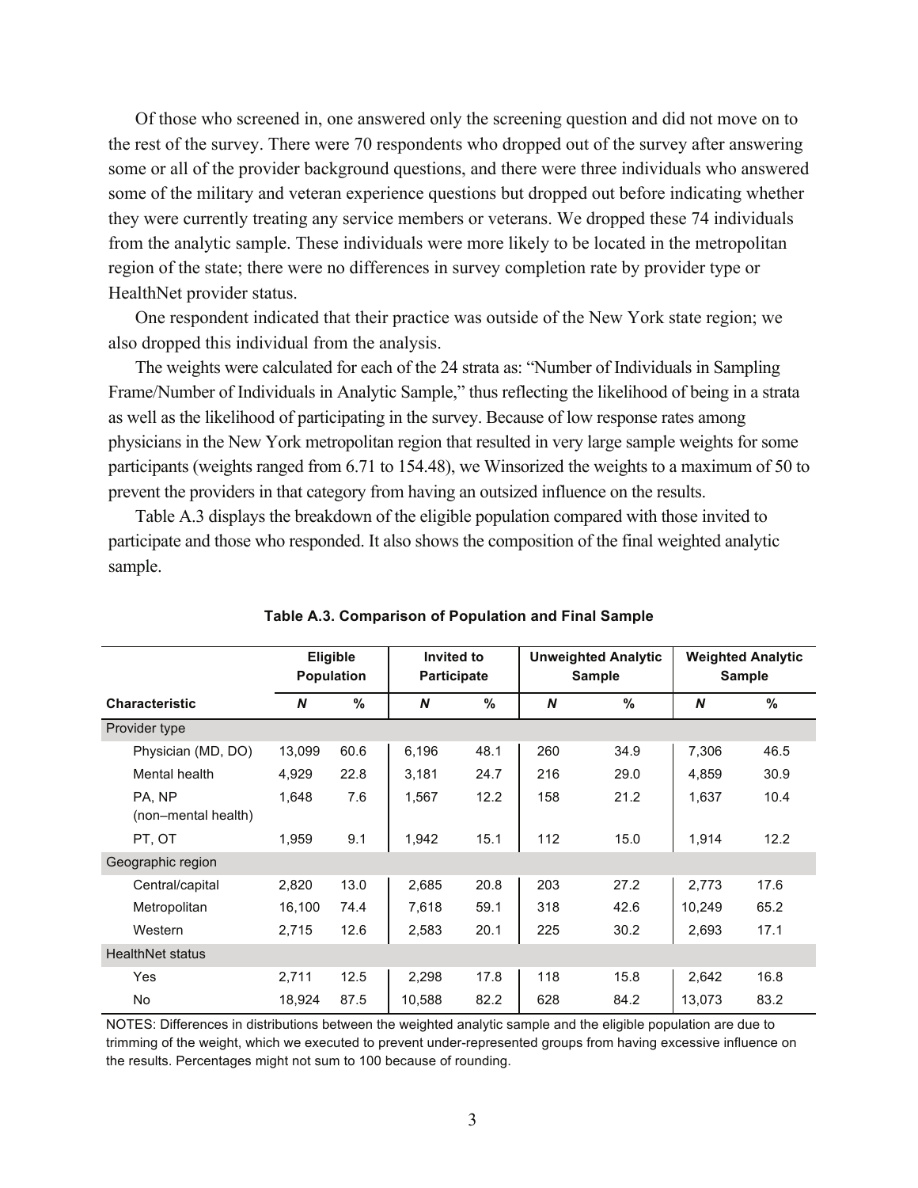Of those who screened in, one answered only the screening question and did not move on to the rest of the survey. There were 70 respondents who dropped out of the survey after answering some or all of the provider background questions, and there were three individuals who answered some of the military and veteran experience questions but dropped out before indicating whether they were currently treating any service members or veterans. We dropped these 74 individuals from the analytic sample. These individuals were more likely to be located in the metropolitan region of the state; there were no differences in survey completion rate by provider type or HealthNet provider status.

One respondent indicated that their practice was outside of the New York state region; we also dropped this individual from the analysis.

The weights were calculated for each of the 24 strata as: "Number of Individuals in Sampling Frame/Number of Individuals in Analytic Sample," thus reflecting the likelihood of being in a strata as well as the likelihood of participating in the survey. Because of low response rates among physicians in the New York metropolitan region that resulted in very large sample weights for some participants (weights ranged from 6.71 to 154.48), we Winsorized the weights to a maximum of 50 to prevent the providers in that category from having an outsized influence on the results.

Table A.3 displays the breakdown of the eligible population compared with those invited to participate and those who responded. It also shows the composition of the final weighted analytic sample.

**Table A.3. Comparison of Population and Final Sample**

| | Eligible Population | | Invited to Participate | | Unweighted Analytic Sample | | Weighted Analytic Sample | |
|---|---|---|---|---|---|---|---|---|
| **Characteristic** | ***N*** | **%** | ***N*** | **%** | ***N*** | **%** | ***N*** | **%** |
| Provider type | | | | | | | | |
| Physician (MD, DO) | 13,099 | 60.6 | 6,196 | 48.1 | 260 | 34.9 | 7,306 | 46.5 |
| Mental health | 4,929 | 22.8 | 3,181 | 24.7 | 216 | 29.0 | 4,859 | 30.9 |
| PA, NP (non–mental health) | 1,648 | 7.6 | 1,567 | 12.2 | 158 | 21.2 | 1,637 | 10.4 |
| PT, OT | 1,959 | 9.1 | 1,942 | 15.1 | 112 | 15.0 | 1,914 | 12.2 |
| Geographic region | | | | | | | | |
| Central/capital | 2,820 | 13.0 | 2,685 | 20.8 | 203 | 27.2 | 2,773 | 17.6 |
| Metropolitan | 16,100 | 74.4 | 7,618 | 59.1 | 318 | 42.6 | 10,249 | 65.2 |
| Western | 2,715 | 12.6 | 2,583 | 20.1 | 225 | 30.2 | 2,693 | 17.1 |
| HealthNet status | | | | | | | | |
| Yes | 2,711 | 12.5 | 2,298 | 17.8 | 118 | 15.8 | 2,642 | 16.8 |
| No | 18,924 | 87.5 | 10,588 | 82.2 | 628 | 84.2 | 13,073 | 83.2 |

NOTES: Differences in distributions between the weighted analytic sample and the eligible population are due to trimming of the weight, which we executed to prevent under-represented groups from having excessive influence on the results. Percentages might not sum to 100 because of rounding.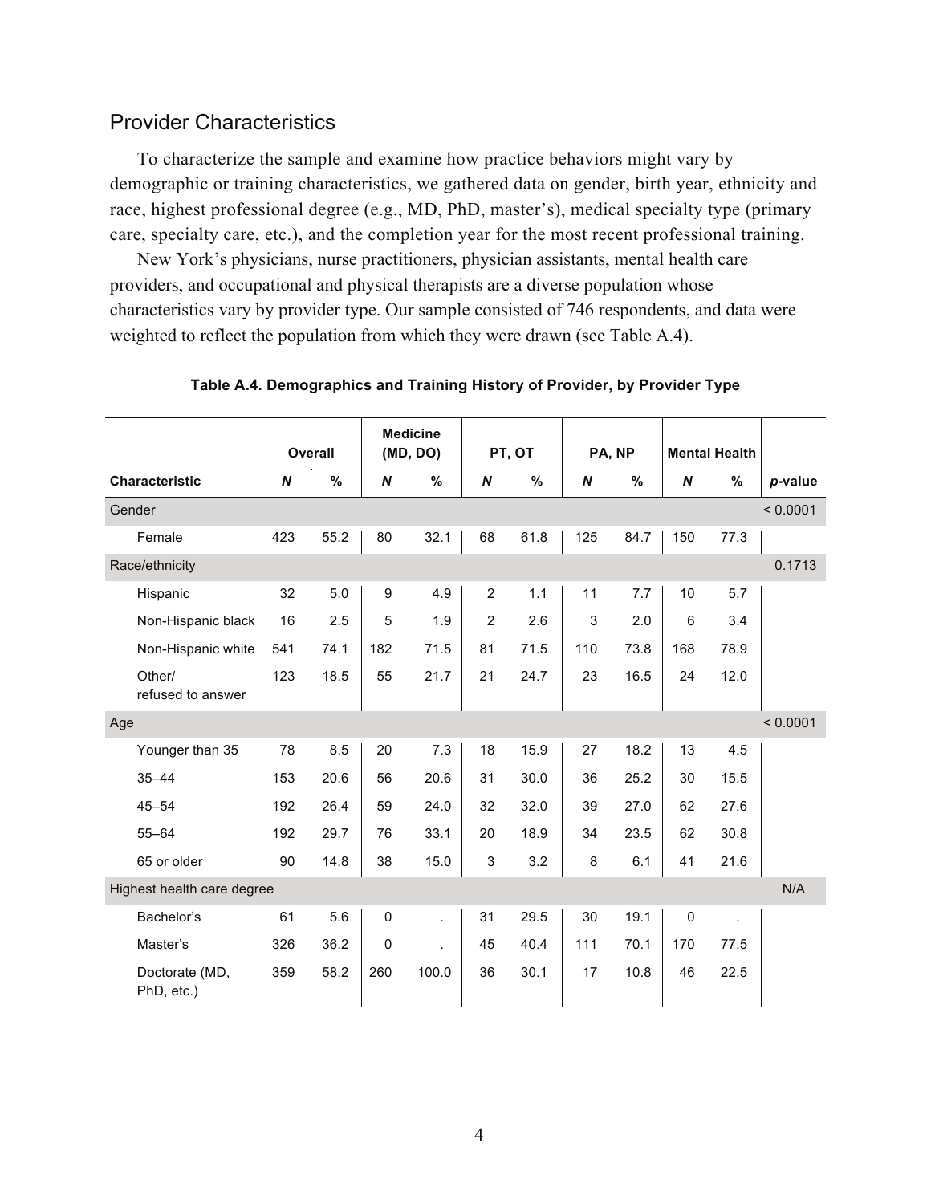## Provider Characteristics

To characterize the sample and examine how practice behaviors might vary by demographic or training characteristics, we gathered data on gender, birth year, ethnicity and race, highest professional degree (e.g., MD, PhD, master's), medical specialty type (primary care, specialty care, etc.), and the completion year for the most recent professional training.

New York's physicians, nurse practitioners, physician assistants, mental health care providers, and occupational and physical therapists are a diverse population whose characteristics vary by provider type. Our sample consisted of 746 respondents, and data were weighted to reflect the population from which they were drawn (see Table A.4).

**Table A.4. Demographics and Training History of Provider, by Provider Type**

| | Overall | | Medicine (MD, DO) | | PT, OT | | PA, NP | | Mental Health | | |
|---|---|---|---|---|---|---|---|---|---|---|---|
| **Characteristic** | ***N*** | **%** | ***N*** | **%** | ***N*** | **%** | ***N*** | **%** | ***N*** | **%** | ***p*-value** |
| Gender | | | | | | | | | | | < 0.0001 |
| Female | 423 | 55.2 | 80 | 32.1 | 68 | 61.8 | 125 | 84.7 | 150 | 77.3 | |
| Race/ethnicity | | | | | | | | | | | 0.1713 |
| Hispanic | 32 | 5.0 | 9 | 4.9 | 2 | 1.1 | 11 | 7.7 | 10 | 5.7 | |
| Non-Hispanic black | 16 | 2.5 | 5 | 1.9 | 2 | 2.6 | 3 | 2.0 | 6 | 3.4 | |
| Non-Hispanic white | 541 | 74.1 | 182 | 71.5 | 81 | 71.5 | 110 | 73.8 | 168 | 78.9 | |
| Other/ refused to answer | 123 | 18.5 | 55 | 21.7 | 21 | 24.7 | 23 | 16.5 | 24 | 12.0 | |
| Age | | | | | | | | | | | < 0.0001 |
| Younger than 35 | 78 | 8.5 | 20 | 7.3 | 18 | 15.9 | 27 | 18.2 | 13 | 4.5 | |
| 35–44 | 153 | 20.6 | 56 | 20.6 | 31 | 30.0 | 36 | 25.2 | 30 | 15.5 | |
| 45–54 | 192 | 26.4 | 59 | 24.0 | 32 | 32.0 | 39 | 27.0 | 62 | 27.6 | |
| 55–64 | 192 | 29.7 | 76 | 33.1 | 20 | 18.9 | 34 | 23.5 | 62 | 30.8 | |
| 65 or older | 90 | 14.8 | 38 | 15.0 | 3 | 3.2 | 8 | 6.1 | 41 | 21.6 | |
| Highest health care degree | | | | | | | | | | | N/A |
| Bachelor's | 61 | 5.6 | 0 | . | 31 | 29.5 | 30 | 19.1 | 0 | . | |
| Master's | 326 | 36.2 | 0 | . | 45 | 40.4 | 111 | 70.1 | 170 | 77.5 | |
| Doctorate (MD, PhD, etc.) | 359 | 58.2 | 260 | 100.0 | 36 | 30.1 | 17 | 10.8 | 46 | 22.5 | |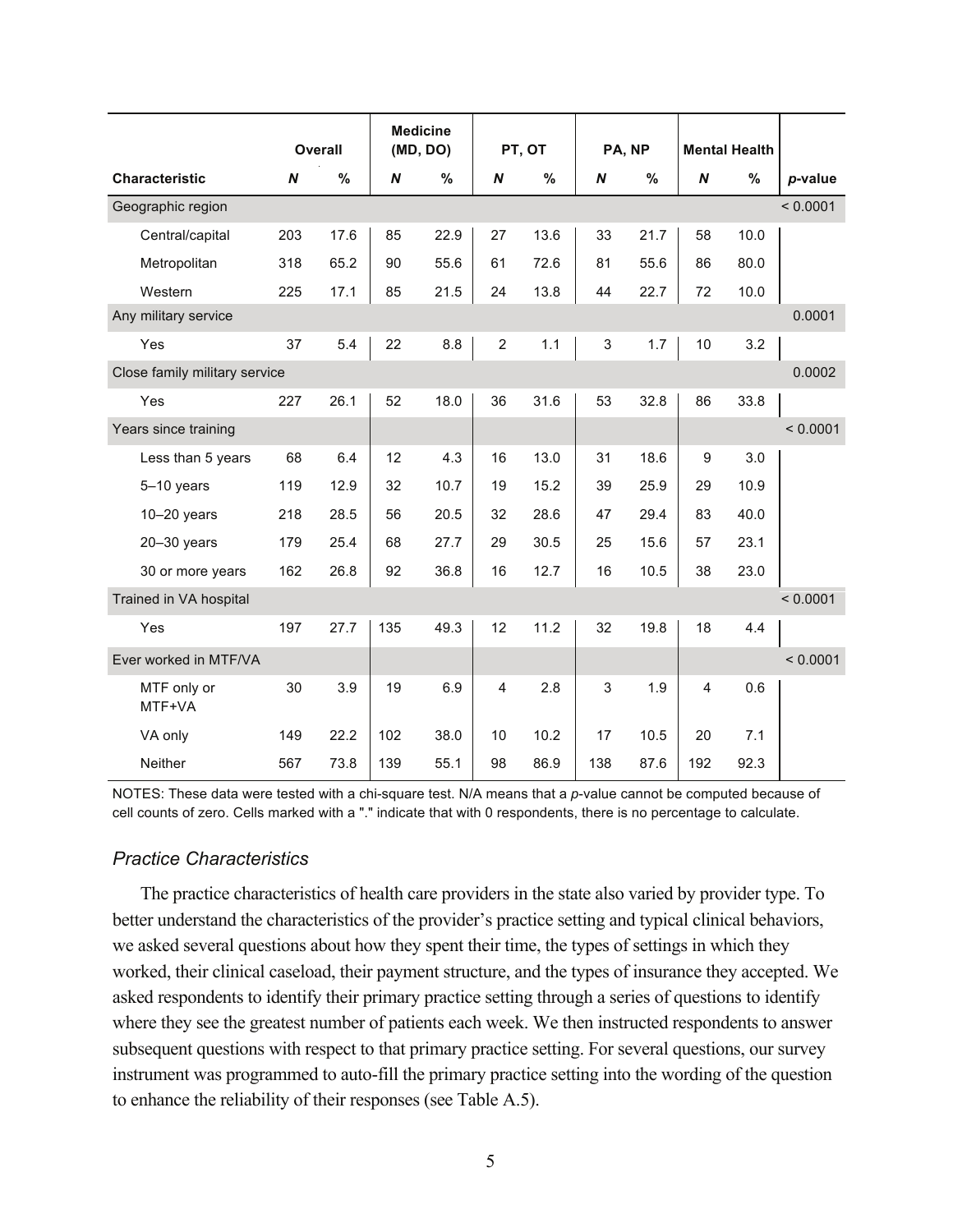| Characteristic | Overall | | Medicine (MD, DO) | | PT, OT | | PA, NP | | Mental Health | | |
|---|---|---|---|---|---|---|---|---|---|---|---|
| | *N* | % | *N* | % | *N* | % | *N* | % | *N* | % | *p*-value |
| Geographic region | | | | | | | | | | | < 0.0001 |
| Central/capital | 203 | 17.6 | 85 | 22.9 | 27 | 13.6 | 33 | 21.7 | 58 | 10.0 | |
| Metropolitan | 318 | 65.2 | 90 | 55.6 | 61 | 72.6 | 81 | 55.6 | 86 | 80.0 | |
| Western | 225 | 17.1 | 85 | 21.5 | 24 | 13.8 | 44 | 22.7 | 72 | 10.0 | |
| Any military service | | | | | | | | | | | 0.0001 |
| Yes | 37 | 5.4 | 22 | 8.8 | 2 | 1.1 | 3 | 1.7 | 10 | 3.2 | |
| Close family military service | | | | | | | | | | | 0.0002 |
| Yes | 227 | 26.1 | 52 | 18.0 | 36 | 31.6 | 53 | 32.8 | 86 | 33.8 | |
| Years since training | | | | | | | | | | | < 0.0001 |
| Less than 5 years | 68 | 6.4 | 12 | 4.3 | 16 | 13.0 | 31 | 18.6 | 9 | 3.0 | |
| 5–10 years | 119 | 12.9 | 32 | 10.7 | 19 | 15.2 | 39 | 25.9 | 29 | 10.9 | |
| 10–20 years | 218 | 28.5 | 56 | 20.5 | 32 | 28.6 | 47 | 29.4 | 83 | 40.0 | |
| 20–30 years | 179 | 25.4 | 68 | 27.7 | 29 | 30.5 | 25 | 15.6 | 57 | 23.1 | |
| 30 or more years | 162 | 26.8 | 92 | 36.8 | 16 | 12.7 | 16 | 10.5 | 38 | 23.0 | |
| Trained in VA hospital | | | | | | | | | | | < 0.0001 |
| Yes | 197 | 27.7 | 135 | 49.3 | 12 | 11.2 | 32 | 19.8 | 18 | 4.4 | |
| Ever worked in MTF/VA | | | | | | | | | | | < 0.0001 |
| MTF only or MTF+VA | 30 | 3.9 | 19 | 6.9 | 4 | 2.8 | 3 | 1.9 | 4 | 0.6 | |
| VA only | 149 | 22.2 | 102 | 38.0 | 10 | 10.2 | 17 | 10.5 | 20 | 7.1 | |
| Neither | 567 | 73.8 | 139 | 55.1 | 98 | 86.9 | 138 | 87.6 | 192 | 92.3 | |

NOTES: These data were tested with a chi-square test. N/A means that a *p*-value cannot be computed because of cell counts of zero. Cells marked with a "." indicate that with 0 respondents, there is no percentage to calculate.

### *Practice Characteristics*

The practice characteristics of health care providers in the state also varied by provider type. To better understand the characteristics of the provider's practice setting and typical clinical behaviors, we asked several questions about how they spent their time, the types of settings in which they worked, their clinical caseload, their payment structure, and the types of insurance they accepted. We asked respondents to identify their primary practice setting through a series of questions to identify where they see the greatest number of patients each week. We then instructed respondents to answer subsequent questions with respect to that primary practice setting. For several questions, our survey instrument was programmed to auto-fill the primary practice setting into the wording of the question to enhance the reliability of their responses (see Table A.5).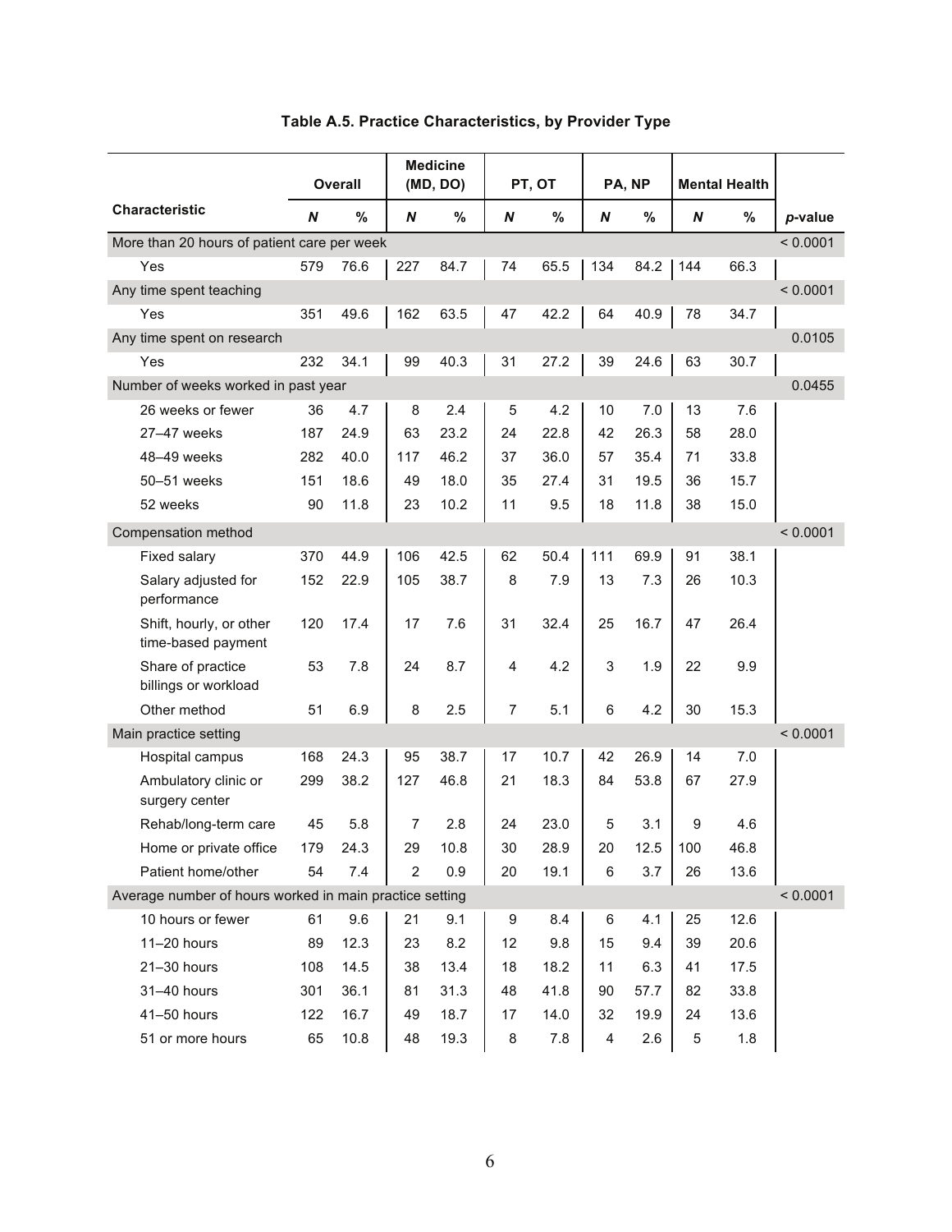**Table A.5. Practice Characteristics, by Provider Type**

| Characteristic | Overall | | Medicine (MD, DO) | | PT, OT | | PA, NP | | Mental Health | | |
|---|---|---|---|---|---|---|---|---|---|---|---|
| | *N* | % | *N* | % | *N* | % | *N* | % | *N* | % | *p*-value |
| More than 20 hours of patient care per week | | | | | | | | | | | < 0.0001 |
| Yes | 579 | 76.6 | 227 | 84.7 | 74 | 65.5 | 134 | 84.2 | 144 | 66.3 | |
| Any time spent teaching | | | | | | | | | | | < 0.0001 |
| Yes | 351 | 49.6 | 162 | 63.5 | 47 | 42.2 | 64 | 40.9 | 78 | 34.7 | |
| Any time spent on research | | | | | | | | | | | 0.0105 |
| Yes | 232 | 34.1 | 99 | 40.3 | 31 | 27.2 | 39 | 24.6 | 63 | 30.7 | |
| Number of weeks worked in past year | | | | | | | | | | | 0.0455 |
| 26 weeks or fewer | 36 | 4.7 | 8 | 2.4 | 5 | 4.2 | 10 | 7.0 | 13 | 7.6 | |
| 27–47 weeks | 187 | 24.9 | 63 | 23.2 | 24 | 22.8 | 42 | 26.3 | 58 | 28.0 | |
| 48–49 weeks | 282 | 40.0 | 117 | 46.2 | 37 | 36.0 | 57 | 35.4 | 71 | 33.8 | |
| 50–51 weeks | 151 | 18.6 | 49 | 18.0 | 35 | 27.4 | 31 | 19.5 | 36 | 15.7 | |
| 52 weeks | 90 | 11.8 | 23 | 10.2 | 11 | 9.5 | 18 | 11.8 | 38 | 15.0 | |
| Compensation method | | | | | | | | | | | < 0.0001 |
| Fixed salary | 370 | 44.9 | 106 | 42.5 | 62 | 50.4 | 111 | 69.9 | 91 | 38.1 | |
| Salary adjusted for performance | 152 | 22.9 | 105 | 38.7 | 8 | 7.9 | 13 | 7.3 | 26 | 10.3 | |
| Shift, hourly, or other time-based payment | 120 | 17.4 | 17 | 7.6 | 31 | 32.4 | 25 | 16.7 | 47 | 26.4 | |
| Share of practice billings or workload | 53 | 7.8 | 24 | 8.7 | 4 | 4.2 | 3 | 1.9 | 22 | 9.9 | |
| Other method | 51 | 6.9 | 8 | 2.5 | 7 | 5.1 | 6 | 4.2 | 30 | 15.3 | |
| Main practice setting | | | | | | | | | | | < 0.0001 |
| Hospital campus | 168 | 24.3 | 95 | 38.7 | 17 | 10.7 | 42 | 26.9 | 14 | 7.0 | |
| Ambulatory clinic or surgery center | 299 | 38.2 | 127 | 46.8 | 21 | 18.3 | 84 | 53.8 | 67 | 27.9 | |
| Rehab/long-term care | 45 | 5.8 | 7 | 2.8 | 24 | 23.0 | 5 | 3.1 | 9 | 4.6 | |
| Home or private office | 179 | 24.3 | 29 | 10.8 | 30 | 28.9 | 20 | 12.5 | 100 | 46.8 | |
| Patient home/other | 54 | 7.4 | 2 | 0.9 | 20 | 19.1 | 6 | 3.7 | 26 | 13.6 | |
| Average number of hours worked in main practice setting | | | | | | | | | | | < 0.0001 |
| 10 hours or fewer | 61 | 9.6 | 21 | 9.1 | 9 | 8.4 | 6 | 4.1 | 25 | 12.6 | |
| 11–20 hours | 89 | 12.3 | 23 | 8.2 | 12 | 9.8 | 15 | 9.4 | 39 | 20.6 | |
| 21–30 hours | 108 | 14.5 | 38 | 13.4 | 18 | 18.2 | 11 | 6.3 | 41 | 17.5 | |
| 31–40 hours | 301 | 36.1 | 81 | 31.3 | 48 | 41.8 | 90 | 57.7 | 82 | 33.8 | |
| 41–50 hours | 122 | 16.7 | 49 | 18.7 | 17 | 14.0 | 32 | 19.9 | 24 | 13.6 | |
| 51 or more hours | 65 | 10.8 | 48 | 19.3 | 8 | 7.8 | 4 | 2.6 | 5 | 1.8 | |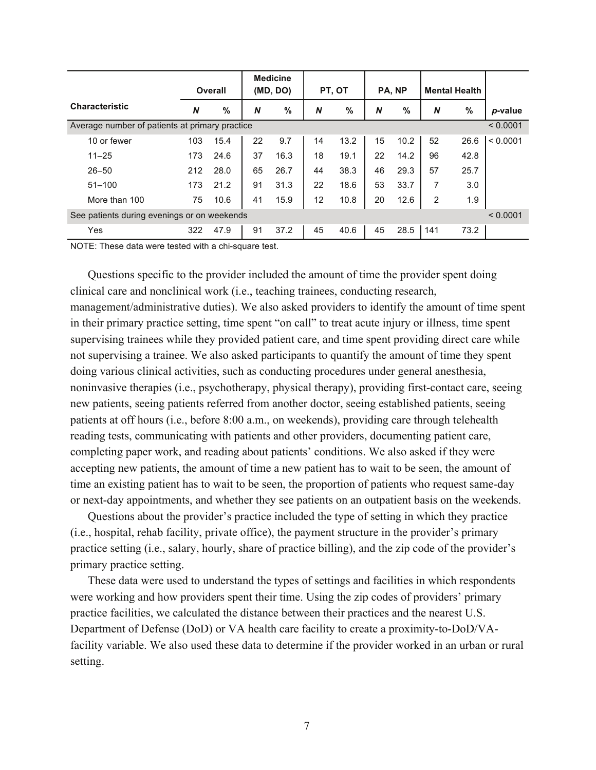| Characteristic | Overall | | Medicine (MD, DO) | | PT, OT | | PA, NP | | Mental Health | | p-value |
|---|---|---|---|---|---|---|---|---|---|---|---|
| | N | % | N | % | N | % | N | % | N | % | |
| Average number of patients at primary practice | | | | | | | | | | | < 0.0001 |
| 10 or fewer | 103 | 15.4 | 22 | 9.7 | 14 | 13.2 | 15 | 10.2 | 52 | 26.6 | < 0.0001 |
| 11–25 | 173 | 24.6 | 37 | 16.3 | 18 | 19.1 | 22 | 14.2 | 96 | 42.8 | |
| 26–50 | 212 | 28.0 | 65 | 26.7 | 44 | 38.3 | 46 | 29.3 | 57 | 25.7 | |
| 51–100 | 173 | 21.2 | 91 | 31.3 | 22 | 18.6 | 53 | 33.7 | 7 | 3.0 | |
| More than 100 | 75 | 10.6 | 41 | 15.9 | 12 | 10.8 | 20 | 12.6 | 2 | 1.9 | |
| See patients during evenings or on weekends | | | | | | | | | | | < 0.0001 |
| Yes | 322 | 47.9 | 91 | 37.2 | 45 | 40.6 | 45 | 28.5 | 141 | 73.2 | |

NOTE: These data were tested with a chi-square test.

Questions specific to the provider included the amount of time the provider spent doing clinical care and nonclinical work (i.e., teaching trainees, conducting research, management/administrative duties). We also asked providers to identify the amount of time spent in their primary practice setting, time spent "on call" to treat acute injury or illness, time spent supervising trainees while they provided patient care, and time spent providing direct care while not supervising a trainee. We also asked participants to quantify the amount of time they spent doing various clinical activities, such as conducting procedures under general anesthesia, noninvasive therapies (i.e., psychotherapy, physical therapy), providing first-contact care, seeing new patients, seeing patients referred from another doctor, seeing established patients, seeing patients at off hours (i.e., before 8:00 a.m., on weekends), providing care through telehealth reading tests, communicating with patients and other providers, documenting patient care, completing paper work, and reading about patients' conditions. We also asked if they were accepting new patients, the amount of time a new patient has to wait to be seen, the amount of time an existing patient has to wait to be seen, the proportion of patients who request same-day or next-day appointments, and whether they see patients on an outpatient basis on the weekends.

Questions about the provider's practice included the type of setting in which they practice (i.e., hospital, rehab facility, private office), the payment structure in the provider's primary practice setting (i.e., salary, hourly, share of practice billing), and the zip code of the provider's primary practice setting.

These data were used to understand the types of settings and facilities in which respondents were working and how providers spent their time. Using the zip codes of providers' primary practice facilities, we calculated the distance between their practices and the nearest U.S. Department of Defense (DoD) or VA health care facility to create a proximity-to-DoD/VA-facility variable. We also used these data to determine if the provider worked in an urban or rural setting.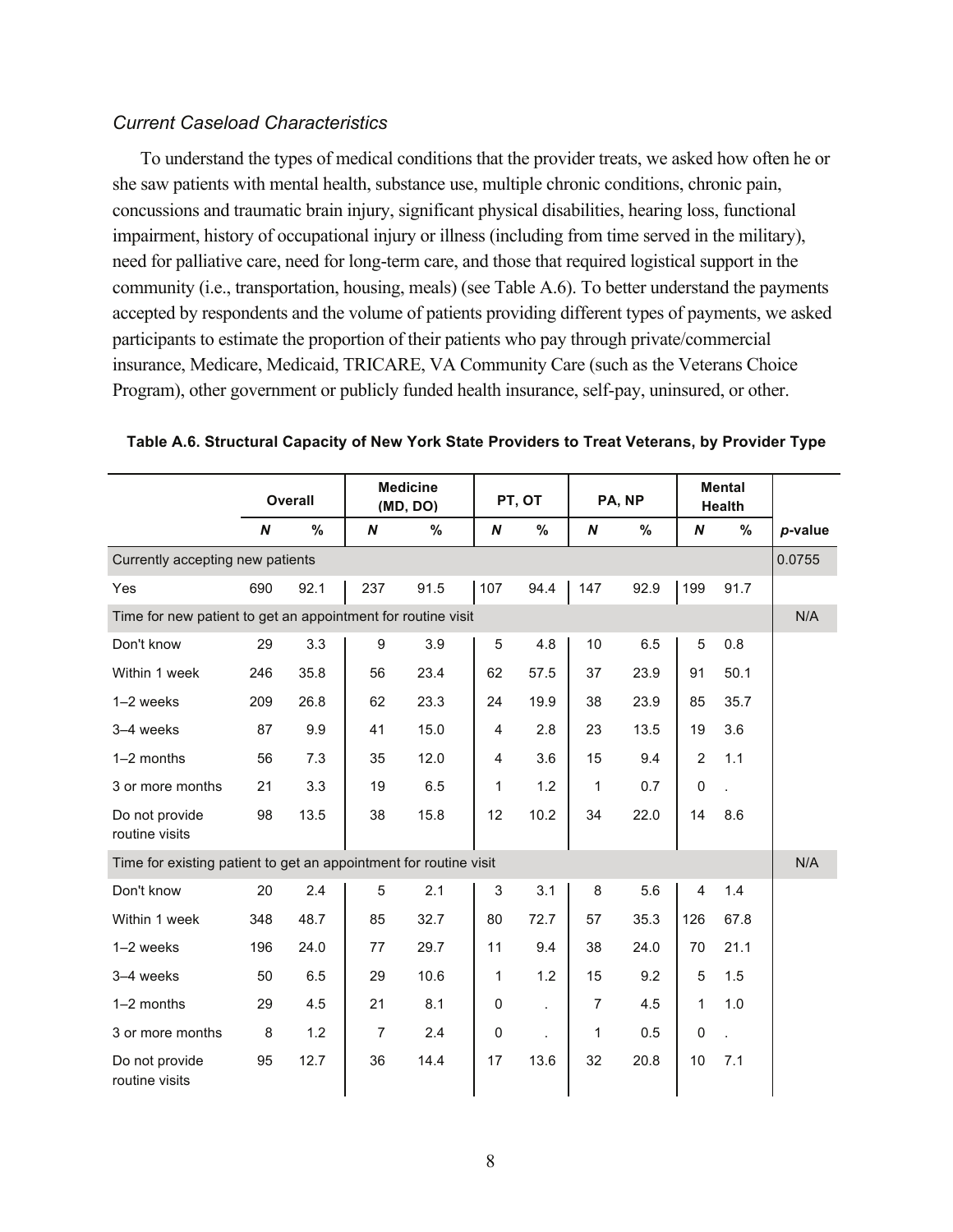### *Current Caseload Characteristics*

To understand the types of medical conditions that the provider treats, we asked how often he or she saw patients with mental health, substance use, multiple chronic conditions, chronic pain, concussions and traumatic brain injury, significant physical disabilities, hearing loss, functional impairment, history of occupational injury or illness (including from time served in the military), need for palliative care, need for long-term care, and those that required logistical support in the community (i.e., transportation, housing, meals) (see Table A.6). To better understand the payments accepted by respondents and the volume of patients providing different types of payments, we asked participants to estimate the proportion of their patients who pay through private/commercial insurance, Medicare, Medicaid, TRICARE, VA Community Care (such as the Veterans Choice Program), other government or publicly funded health insurance, self-pay, uninsured, or other.

**Table A.6. Structural Capacity of New York State Providers to Treat Veterans, by Provider Type**

| | Overall | | Medicine (MD, DO) | | PT, OT | | PA, NP | | Mental Health | | |
|---|---|---|---|---|---|---|---|---|---|---|---|
| | ***N*** | **%** | ***N*** | **%** | ***N*** | **%** | ***N*** | **%** | ***N*** | **%** | ***p*-value** |
| Currently accepting new patients | | | | | | | | | | | 0.0755 |
| Yes | 690 | 92.1 | 237 | 91.5 | 107 | 94.4 | 147 | 92.9 | 199 | 91.7 | |
| Time for new patient to get an appointment for routine visit | | | | | | | | | | | N/A |
| Don't know | 29 | 3.3 | 9 | 3.9 | 5 | 4.8 | 10 | 6.5 | 5 | 0.8 | |
| Within 1 week | 246 | 35.8 | 56 | 23.4 | 62 | 57.5 | 37 | 23.9 | 91 | 50.1 | |
| 1–2 weeks | 209 | 26.8 | 62 | 23.3 | 24 | 19.9 | 38 | 23.9 | 85 | 35.7 | |
| 3–4 weeks | 87 | 9.9 | 41 | 15.0 | 4 | 2.8 | 23 | 13.5 | 19 | 3.6 | |
| 1–2 months | 56 | 7.3 | 35 | 12.0 | 4 | 3.6 | 15 | 9.4 | 2 | 1.1 | |
| 3 or more months | 21 | 3.3 | 19 | 6.5 | 1 | 1.2 | 1 | 0.7 | 0 | . | |
| Do not provide routine visits | 98 | 13.5 | 38 | 15.8 | 12 | 10.2 | 34 | 22.0 | 14 | 8.6 | |
| Time for existing patient to get an appointment for routine visit | | | | | | | | | | | N/A |
| Don't know | 20 | 2.4 | 5 | 2.1 | 3 | 3.1 | 8 | 5.6 | 4 | 1.4 | |
| Within 1 week | 348 | 48.7 | 85 | 32.7 | 80 | 72.7 | 57 | 35.3 | 126 | 67.8 | |
| 1–2 weeks | 196 | 24.0 | 77 | 29.7 | 11 | 9.4 | 38 | 24.0 | 70 | 21.1 | |
| 3–4 weeks | 50 | 6.5 | 29 | 10.6 | 1 | 1.2 | 15 | 9.2 | 5 | 1.5 | |
| 1–2 months | 29 | 4.5 | 21 | 8.1 | 0 | . | 7 | 4.5 | 1 | 1.0 | |
| 3 or more months | 8 | 1.2 | 7 | 2.4 | 0 | . | 1 | 0.5 | 0 | . | |
| Do not provide routine visits | 95 | 12.7 | 36 | 14.4 | 17 | 13.6 | 32 | 20.8 | 10 | 7.1 | |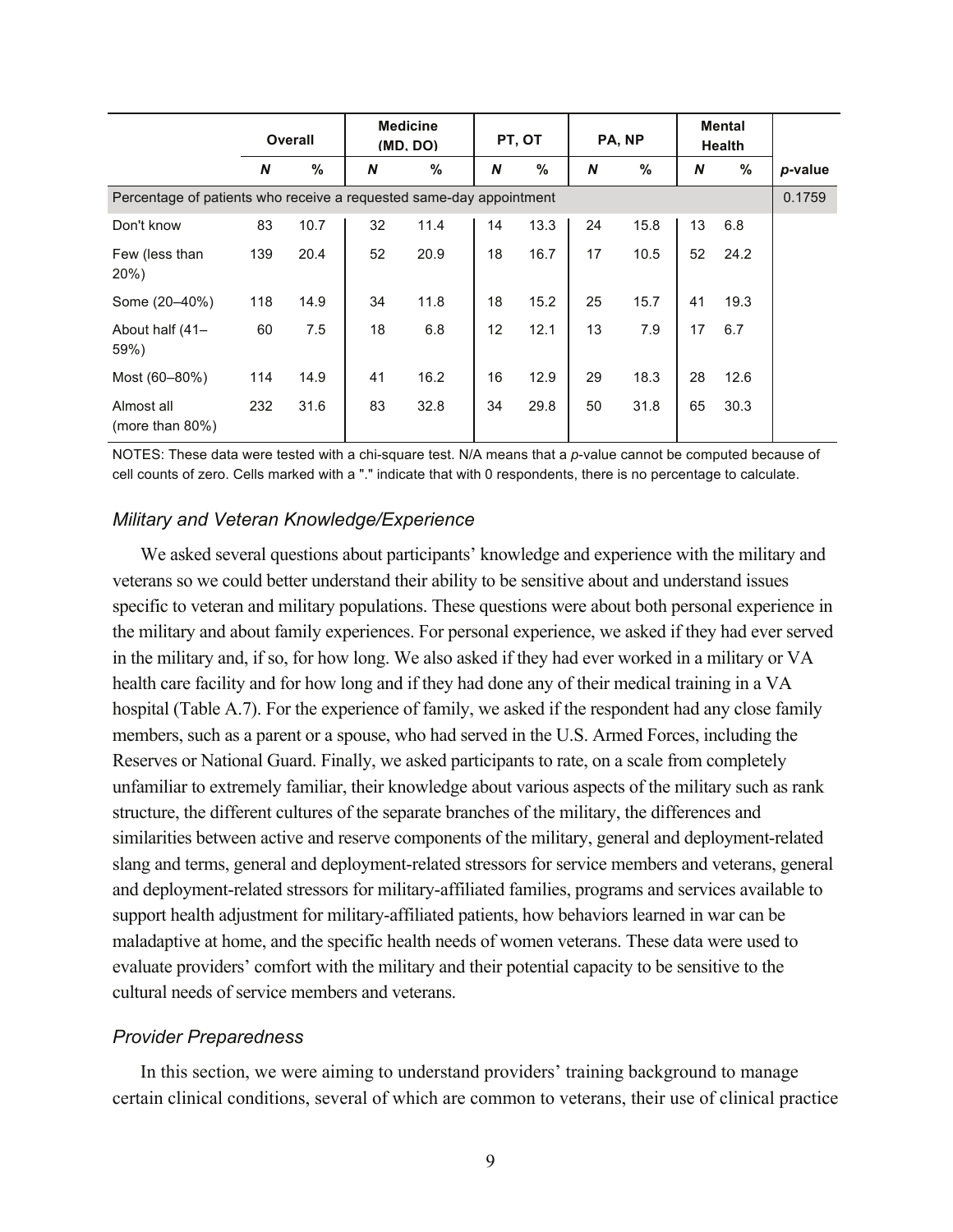| | Overall | | Medicine (MD, DO) | | PT, OT | | PA, NP | | Mental Health | | |
|---|---|---|---|---|---|---|---|---|---|---|---|
| | *N* | % | *N* | % | *N* | % | *N* | % | *N* | % | *p*-value |
| Percentage of patients who receive a requested same-day appointment | | | | | | | | | | | 0.1759 |
| Don't know | 83 | 10.7 | 32 | 11.4 | 14 | 13.3 | 24 | 15.8 | 13 | 6.8 | |
| Few (less than 20%) | 139 | 20.4 | 52 | 20.9 | 18 | 16.7 | 17 | 10.5 | 52 | 24.2 | |
| Some (20–40%) | 118 | 14.9 | 34 | 11.8 | 18 | 15.2 | 25 | 15.7 | 41 | 19.3 | |
| About half (41–59%) | 60 | 7.5 | 18 | 6.8 | 12 | 12.1 | 13 | 7.9 | 17 | 6.7 | |
| Most (60–80%) | 114 | 14.9 | 41 | 16.2 | 16 | 12.9 | 29 | 18.3 | 28 | 12.6 | |
| Almost all (more than 80%) | 232 | 31.6 | 83 | 32.8 | 34 | 29.8 | 50 | 31.8 | 65 | 30.3 | |

NOTES: These data were tested with a chi-square test. N/A means that a *p*-value cannot be computed because of cell counts of zero. Cells marked with a "." indicate that with 0 respondents, there is no percentage to calculate.

### *Military and Veteran Knowledge/Experience*

We asked several questions about participants' knowledge and experience with the military and veterans so we could better understand their ability to be sensitive about and understand issues specific to veteran and military populations. These questions were about both personal experience in the military and about family experiences. For personal experience, we asked if they had ever served in the military and, if so, for how long. We also asked if they had ever worked in a military or VA health care facility and for how long and if they had done any of their medical training in a VA hospital (Table A.7). For the experience of family, we asked if the respondent had any close family members, such as a parent or a spouse, who had served in the U.S. Armed Forces, including the Reserves or National Guard. Finally, we asked participants to rate, on a scale from completely unfamiliar to extremely familiar, their knowledge about various aspects of the military such as rank structure, the different cultures of the separate branches of the military, the differences and similarities between active and reserve components of the military, general and deployment-related slang and terms, general and deployment-related stressors for service members and veterans, general and deployment-related stressors for military-affiliated families, programs and services available to support health adjustment for military-affiliated patients, how behaviors learned in war can be maladaptive at home, and the specific health needs of women veterans. These data were used to evaluate providers' comfort with the military and their potential capacity to be sensitive to the cultural needs of service members and veterans.

### *Provider Preparedness*

In this section, we were aiming to understand providers' training background to manage certain clinical conditions, several of which are common to veterans, their use of clinical practice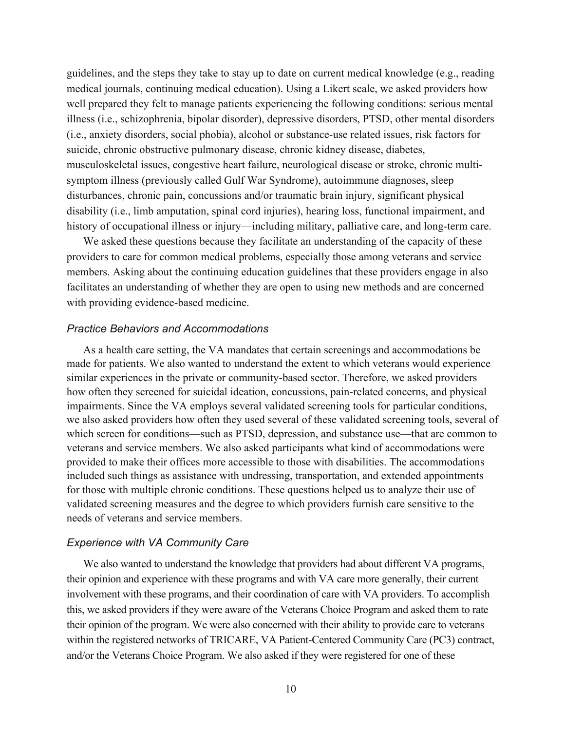guidelines, and the steps they take to stay up to date on current medical knowledge (e.g., reading medical journals, continuing medical education). Using a Likert scale, we asked providers how well prepared they felt to manage patients experiencing the following conditions: serious mental illness (i.e., schizophrenia, bipolar disorder), depressive disorders, PTSD, other mental disorders (i.e., anxiety disorders, social phobia), alcohol or substance-use related issues, risk factors for suicide, chronic obstructive pulmonary disease, chronic kidney disease, diabetes, musculoskeletal issues, congestive heart failure, neurological disease or stroke, chronic multi-symptom illness (previously called Gulf War Syndrome), autoimmune diagnoses, sleep disturbances, chronic pain, concussions and/or traumatic brain injury, significant physical disability (i.e., limb amputation, spinal cord injuries), hearing loss, functional impairment, and history of occupational illness or injury—including military, palliative care, and long-term care.

We asked these questions because they facilitate an understanding of the capacity of these providers to care for common medical problems, especially those among veterans and service members. Asking about the continuing education guidelines that these providers engage in also facilitates an understanding of whether they are open to using new methods and are concerned with providing evidence-based medicine.

### *Practice Behaviors and Accommodations*

As a health care setting, the VA mandates that certain screenings and accommodations be made for patients. We also wanted to understand the extent to which veterans would experience similar experiences in the private or community-based sector. Therefore, we asked providers how often they screened for suicidal ideation, concussions, pain-related concerns, and physical impairments. Since the VA employs several validated screening tools for particular conditions, we also asked providers how often they used several of these validated screening tools, several of which screen for conditions—such as PTSD, depression, and substance use—that are common to veterans and service members. We also asked participants what kind of accommodations were provided to make their offices more accessible to those with disabilities. The accommodations included such things as assistance with undressing, transportation, and extended appointments for those with multiple chronic conditions. These questions helped us to analyze their use of validated screening measures and the degree to which providers furnish care sensitive to the needs of veterans and service members.

### *Experience with VA Community Care*

We also wanted to understand the knowledge that providers had about different VA programs, their opinion and experience with these programs and with VA care more generally, their current involvement with these programs, and their coordination of care with VA providers. To accomplish this, we asked providers if they were aware of the Veterans Choice Program and asked them to rate their opinion of the program. We were also concerned with their ability to provide care to veterans within the registered networks of TRICARE, VA Patient-Centered Community Care (PC3) contract, and/or the Veterans Choice Program. We also asked if they were registered for one of these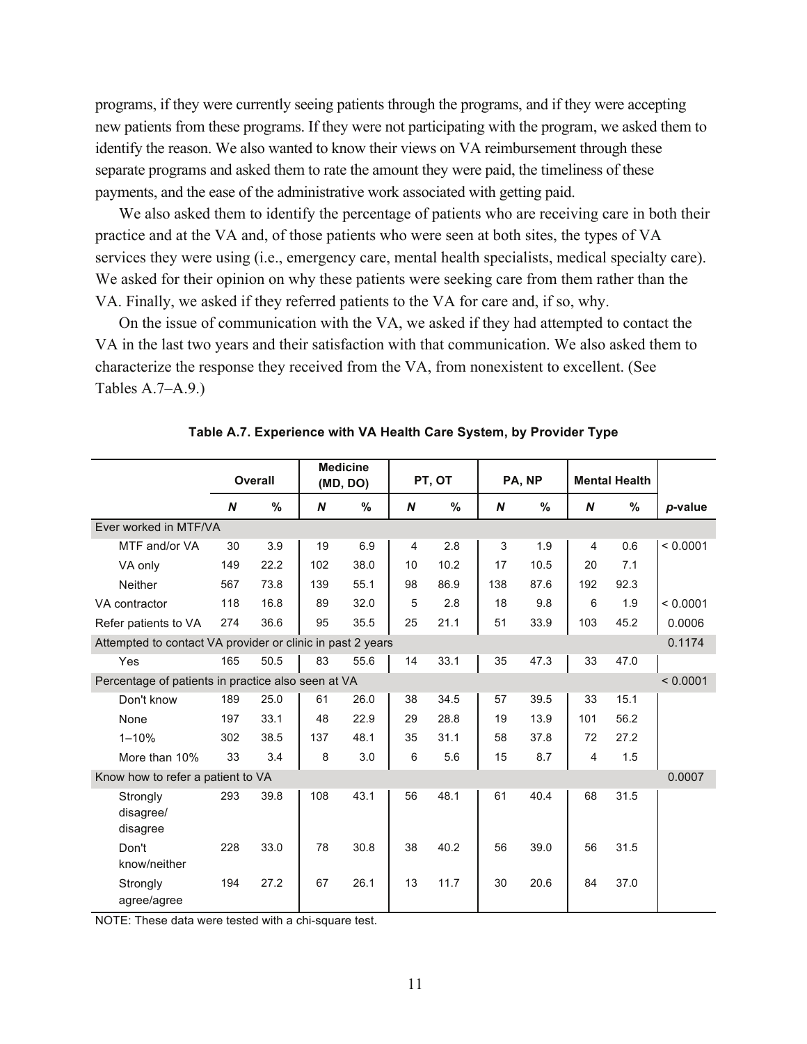programs, if they were currently seeing patients through the programs, and if they were accepting new patients from these programs. If they were not participating with the program, we asked them to identify the reason. We also wanted to know their views on VA reimbursement through these separate programs and asked them to rate the amount they were paid, the timeliness of these payments, and the ease of the administrative work associated with getting paid.

We also asked them to identify the percentage of patients who are receiving care in both their practice and at the VA and, of those patients who were seen at both sites, the types of VA services they were using (i.e., emergency care, mental health specialists, medical specialty care). We asked for their opinion on why these patients were seeking care from them rather than the VA. Finally, we asked if they referred patients to the VA for care and, if so, why.

On the issue of communication with the VA, we asked if they had attempted to contact the VA in the last two years and their satisfaction with that communication. We also asked them to characterize the response they received from the VA, from nonexistent to excellent. (See Tables A.7–A.9.)

**Table A.7. Experience with VA Health Care System, by Provider Type**

| | Overall | | Medicine (MD, DO) | | PT, OT | | PA, NP | | Mental Health | | |
|---|---|---|---|---|---|---|---|---|---|---|---|
| | ***N*** | **%** | ***N*** | **%** | ***N*** | **%** | ***N*** | **%** | ***N*** | **%** | ***p*-value** |
| Ever worked in MTF/VA | | | | | | | | | | | |
| MTF and/or VA | 30 | 3.9 | 19 | 6.9 | 4 | 2.8 | 3 | 1.9 | 4 | 0.6 | < 0.0001 |
| VA only | 149 | 22.2 | 102 | 38.0 | 10 | 10.2 | 17 | 10.5 | 20 | 7.1 | |
| Neither | 567 | 73.8 | 139 | 55.1 | 98 | 86.9 | 138 | 87.6 | 192 | 92.3 | |
| VA contractor | 118 | 16.8 | 89 | 32.0 | 5 | 2.8 | 18 | 9.8 | 6 | 1.9 | < 0.0001 |
| Refer patients to VA | 274 | 36.6 | 95 | 35.5 | 25 | 21.1 | 51 | 33.9 | 103 | 45.2 | 0.0006 |
| Attempted to contact VA provider or clinic in past 2 years | | | | | | | | | | | 0.1174 |
| Yes | 165 | 50.5 | 83 | 55.6 | 14 | 33.1 | 35 | 47.3 | 33 | 47.0 | |
| Percentage of patients in practice also seen at VA | | | | | | | | | | | < 0.0001 |
| Don't know | 189 | 25.0 | 61 | 26.0 | 38 | 34.5 | 57 | 39.5 | 33 | 15.1 | |
| None | 197 | 33.1 | 48 | 22.9 | 29 | 28.8 | 19 | 13.9 | 101 | 56.2 | |
| 1–10% | 302 | 38.5 | 137 | 48.1 | 35 | 31.1 | 58 | 37.8 | 72 | 27.2 | |
| More than 10% | 33 | 3.4 | 8 | 3.0 | 6 | 5.6 | 15 | 8.7 | 4 | 1.5 | |
| Know how to refer a patient to VA | | | | | | | | | | | 0.0007 |
| Strongly disagree/ disagree | 293 | 39.8 | 108 | 43.1 | 56 | 48.1 | 61 | 40.4 | 68 | 31.5 | |
| Don't know/neither | 228 | 33.0 | 78 | 30.8 | 38 | 40.2 | 56 | 39.0 | 56 | 31.5 | |
| Strongly agree/agree | 194 | 27.2 | 67 | 26.1 | 13 | 11.7 | 30 | 20.6 | 84 | 37.0 | |

NOTE: These data were tested with a chi-square test.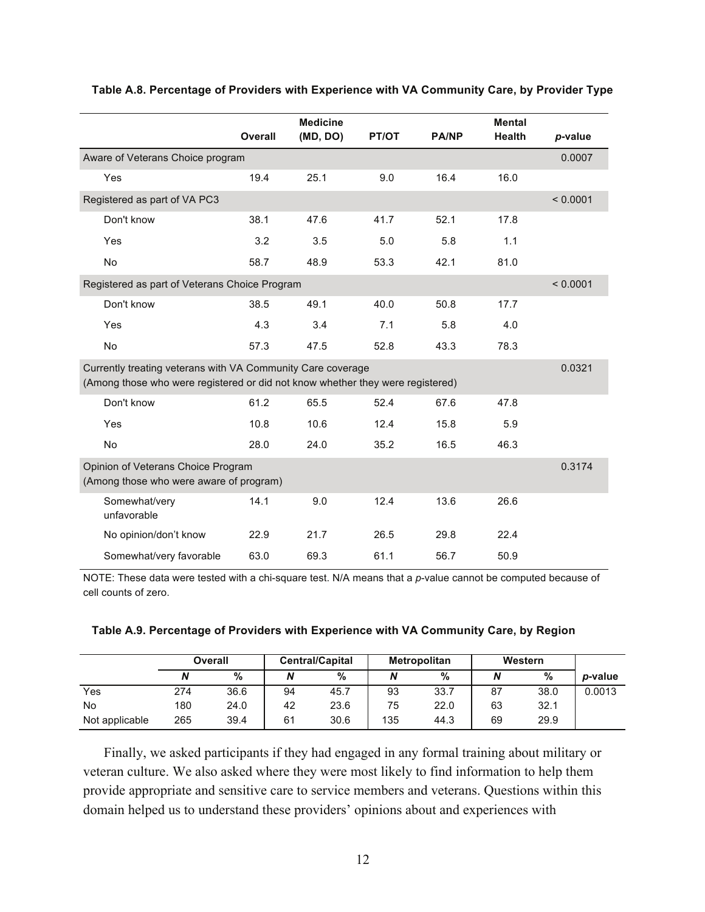**Table A.8. Percentage of Providers with Experience with VA Community Care, by Provider Type**

| | Overall | Medicine (MD, DO) | PT/OT | PA/NP | Mental Health | *p*-value |
|---|---|---|---|---|---|---|
| Aware of Veterans Choice program | | | | | | 0.0007 |
| Yes | 19.4 | 25.1 | 9.0 | 16.4 | 16.0 | |
| Registered as part of VA PC3 | | | | | | < 0.0001 |
| Don't know | 38.1 | 47.6 | 41.7 | 52.1 | 17.8 | |
| Yes | 3.2 | 3.5 | 5.0 | 5.8 | 1.1 | |
| No | 58.7 | 48.9 | 53.3 | 42.1 | 81.0 | |
| Registered as part of Veterans Choice Program | | | | | | < 0.0001 |
| Don't know | 38.5 | 49.1 | 40.0 | 50.8 | 17.7 | |
| Yes | 4.3 | 3.4 | 7.1 | 5.8 | 4.0 | |
| No | 57.3 | 47.5 | 52.8 | 43.3 | 78.3 | |
| Currently treating veterans with VA Community Care coverage (Among those who were registered or did not know whether they were registered) | | | | | | 0.0321 |
| Don't know | 61.2 | 65.5 | 52.4 | 67.6 | 47.8 | |
| Yes | 10.8 | 10.6 | 12.4 | 15.8 | 5.9 | |
| No | 28.0 | 24.0 | 35.2 | 16.5 | 46.3 | |
| Opinion of Veterans Choice Program (Among those who were aware of program) | | | | | | 0.3174 |
| Somewhat/very unfavorable | 14.1 | 9.0 | 12.4 | 13.6 | 26.6 | |
| No opinion/don't know | 22.9 | 21.7 | 26.5 | 29.8 | 22.4 | |
| Somewhat/very favorable | 63.0 | 69.3 | 61.1 | 56.7 | 50.9 | |

NOTE: These data were tested with a chi-square test. N/A means that a *p*-value cannot be computed because of cell counts of zero.

**Table A.9. Percentage of Providers with Experience with VA Community Care, by Region**

| | Overall | | Central/Capital | | Metropolitan | | Western | | |
|---|---|---|---|---|---|---|---|---|---|
| | *N* | % | *N* | % | *N* | % | *N* | % | *p*-value |
| Yes | 274 | 36.6 | 94 | 45.7 | 93 | 33.7 | 87 | 38.0 | 0.0013 |
| No | 180 | 24.0 | 42 | 23.6 | 75 | 22.0 | 63 | 32.1 | |
| Not applicable | 265 | 39.4 | 61 | 30.6 | 135 | 44.3 | 69 | 29.9 | |

Finally, we asked participants if they had engaged in any formal training about military or veteran culture. We also asked where they were most likely to find information to help them provide appropriate and sensitive care to service members and veterans. Questions within this domain helped us to understand these providers' opinions about and experiences with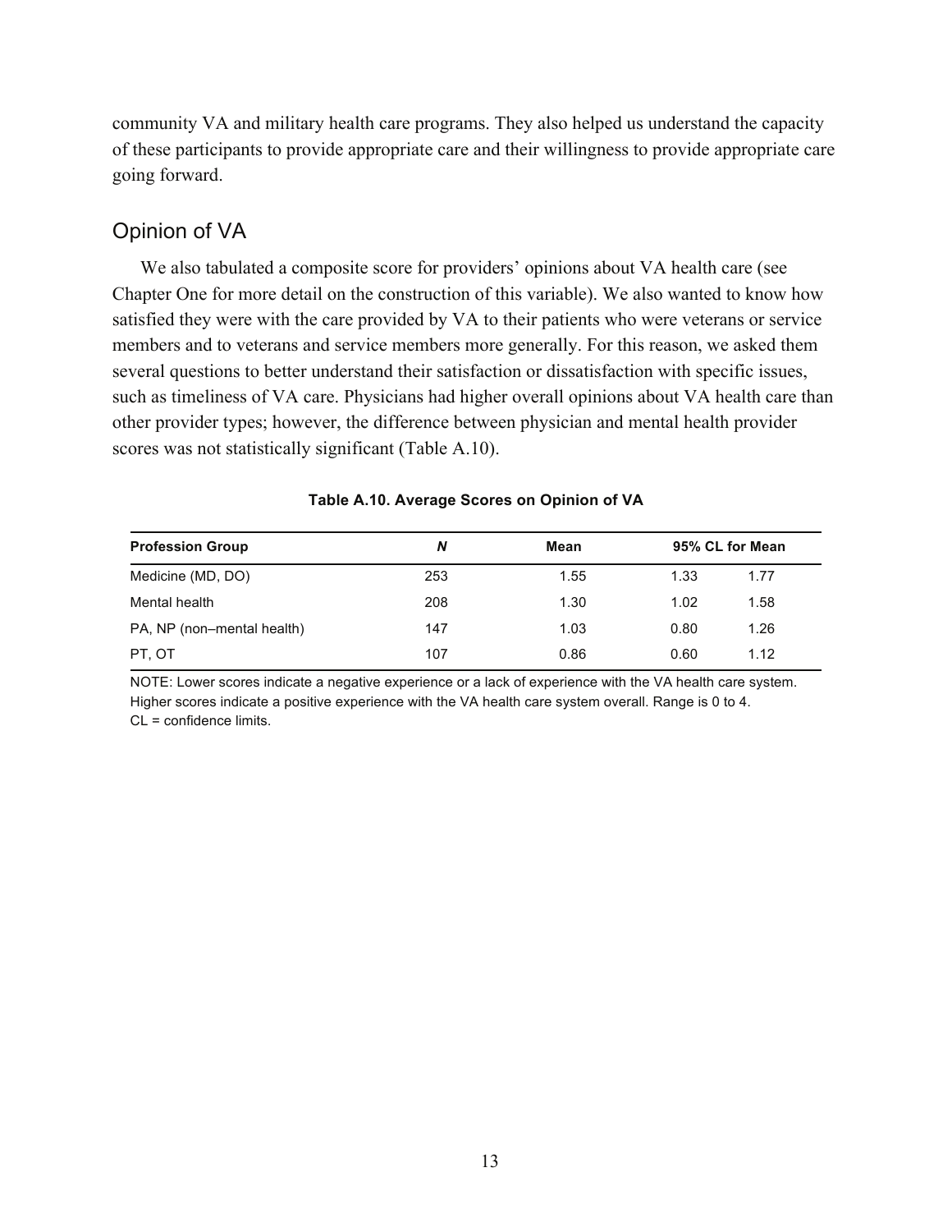community VA and military health care programs. They also helped us understand the capacity of these participants to provide appropriate care and their willingness to provide appropriate care going forward.

## Opinion of VA

We also tabulated a composite score for providers' opinions about VA health care (see Chapter One for more detail on the construction of this variable). We also wanted to know how satisfied they were with the care provided by VA to their patients who were veterans or service members and to veterans and service members more generally. For this reason, we asked them several questions to better understand their satisfaction or dissatisfaction with specific issues, such as timeliness of VA care. Physicians had higher overall opinions about VA health care than other provider types; however, the difference between physician and mental health provider scores was not statistically significant (Table A.10).

**Table A.10. Average Scores on Opinion of VA**

| Profession Group | *N* | Mean | 95% CL for Mean | |
|---|---|---|---|---|
| Medicine (MD, DO) | 253 | 1.55 | 1.33 | 1.77 |
| Mental health | 208 | 1.30 | 1.02 | 1.58 |
| PA, NP (non–mental health) | 147 | 1.03 | 0.80 | 1.26 |
| PT, OT | 107 | 0.86 | 0.60 | 1.12 |

NOTE: Lower scores indicate a negative experience or a lack of experience with the VA health care system. Higher scores indicate a positive experience with the VA health care system overall. Range is 0 to 4.
CL = confidence limits.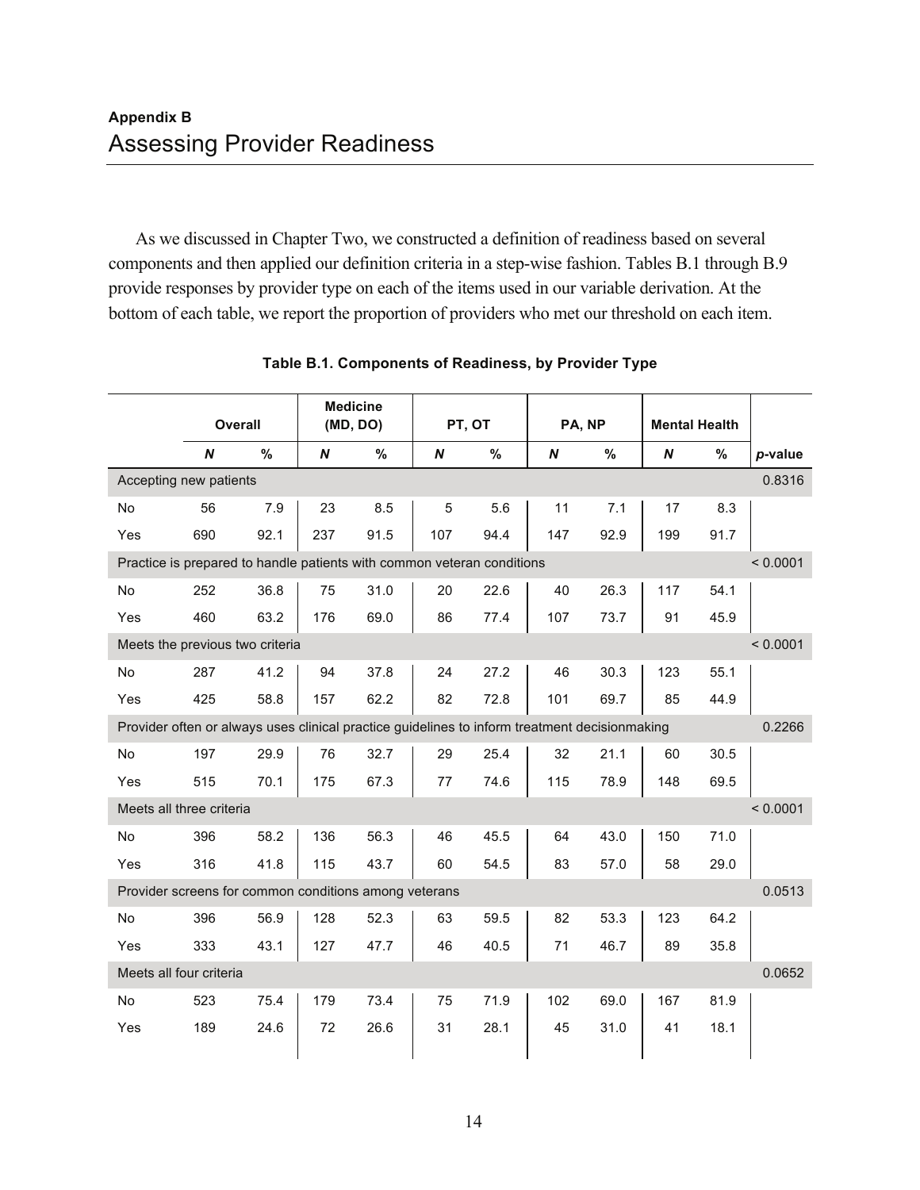## Appendix B
# Assessing Provider Readiness

As we discussed in Chapter Two, we constructed a definition of readiness based on several components and then applied our definition criteria in a step-wise fashion. Tables B.1 through B.9 provide responses by provider type on each of the items used in our variable derivation. At the bottom of each table, we report the proportion of providers who met our threshold on each item.

**Table B.1. Components of Readiness, by Provider Type**

| | Overall | | Medicine (MD, DO) | | PT, OT | | PA, NP | | Mental Health | | |
|---|---|---|---|---|---|---|---|---|---|---|---|
| | ***N*** | **%** | ***N*** | **%** | ***N*** | **%** | ***N*** | **%** | ***N*** | **%** | ***p*-value** |
| Accepting new patients | | | | | | | | | | | 0.8316 |
| No | 56 | 7.9 | 23 | 8.5 | 5 | 5.6 | 11 | 7.1 | 17 | 8.3 | |
| Yes | 690 | 92.1 | 237 | 91.5 | 107 | 94.4 | 147 | 92.9 | 199 | 91.7 | |
| Practice is prepared to handle patients with common veteran conditions | | | | | | | | | | | < 0.0001 |
| No | 252 | 36.8 | 75 | 31.0 | 20 | 22.6 | 40 | 26.3 | 117 | 54.1 | |
| Yes | 460 | 63.2 | 176 | 69.0 | 86 | 77.4 | 107 | 73.7 | 91 | 45.9 | |
| Meets the previous two criteria | | | | | | | | | | | < 0.0001 |
| No | 287 | 41.2 | 94 | 37.8 | 24 | 27.2 | 46 | 30.3 | 123 | 55.1 | |
| Yes | 425 | 58.8 | 157 | 62.2 | 82 | 72.8 | 101 | 69.7 | 85 | 44.9 | |
| Provider often or always uses clinical practice guidelines to inform treatment decisionmaking | | | | | | | | | | | 0.2266 |
| No | 197 | 29.9 | 76 | 32.7 | 29 | 25.4 | 32 | 21.1 | 60 | 30.5 | |
| Yes | 515 | 70.1 | 175 | 67.3 | 77 | 74.6 | 115 | 78.9 | 148 | 69.5 | |
| Meets all three criteria | | | | | | | | | | | < 0.0001 |
| No | 396 | 58.2 | 136 | 56.3 | 46 | 45.5 | 64 | 43.0 | 150 | 71.0 | |
| Yes | 316 | 41.8 | 115 | 43.7 | 60 | 54.5 | 83 | 57.0 | 58 | 29.0 | |
| Provider screens for common conditions among veterans | | | | | | | | | | | 0.0513 |
| No | 396 | 56.9 | 128 | 52.3 | 63 | 59.5 | 82 | 53.3 | 123 | 64.2 | |
| Yes | 333 | 43.1 | 127 | 47.7 | 46 | 40.5 | 71 | 46.7 | 89 | 35.8 | |
| Meets all four criteria | | | | | | | | | | | 0.0652 |
| No | 523 | 75.4 | 179 | 73.4 | 75 | 71.9 | 102 | 69.0 | 167 | 81.9 | |
| Yes | 189 | 24.6 | 72 | 26.6 | 31 | 28.1 | 45 | 31.0 | 41 | 18.1 | |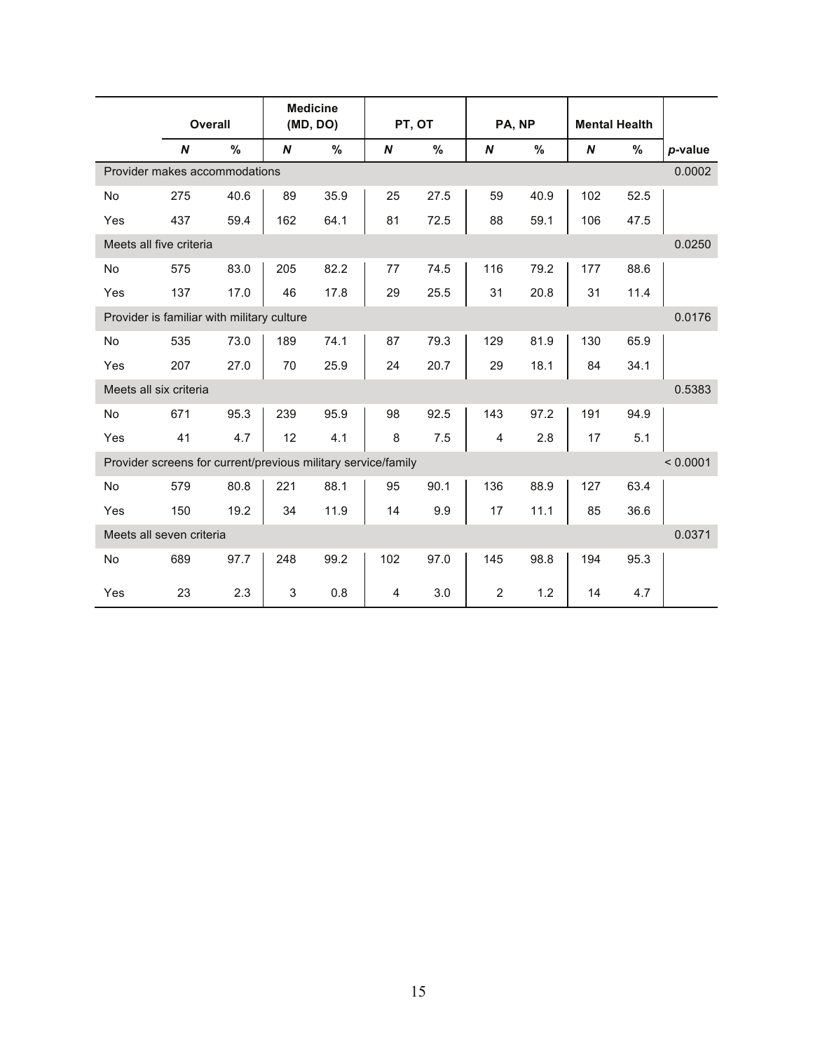| | Overall | | Medicine (MD, DO) | | PT, OT | | PA, NP | | Mental Health | | |
|---|---|---|---|---|---|---|---|---|---|---|---|
| | ***N*** | **%** | ***N*** | **%** | ***N*** | **%** | ***N*** | **%** | ***N*** | **%** | ***p*-value** |
| Provider makes accommodations | | | | | | | | | | | 0.0002 |
| No | 275 | 40.6 | 89 | 35.9 | 25 | 27.5 | 59 | 40.9 | 102 | 52.5 | |
| Yes | 437 | 59.4 | 162 | 64.1 | 81 | 72.5 | 88 | 59.1 | 106 | 47.5 | |
| Meets all five criteria | | | | | | | | | | | 0.0250 |
| No | 575 | 83.0 | 205 | 82.2 | 77 | 74.5 | 116 | 79.2 | 177 | 88.6 | |
| Yes | 137 | 17.0 | 46 | 17.8 | 29 | 25.5 | 31 | 20.8 | 31 | 11.4 | |
| Provider is familiar with military culture | | | | | | | | | | | 0.0176 |
| No | 535 | 73.0 | 189 | 74.1 | 87 | 79.3 | 129 | 81.9 | 130 | 65.9 | |
| Yes | 207 | 27.0 | 70 | 25.9 | 24 | 20.7 | 29 | 18.1 | 84 | 34.1 | |
| Meets all six criteria | | | | | | | | | | | 0.5383 |
| No | 671 | 95.3 | 239 | 95.9 | 98 | 92.5 | 143 | 97.2 | 191 | 94.9 | |
| Yes | 41 | 4.7 | 12 | 4.1 | 8 | 7.5 | 4 | 2.8 | 17 | 5.1 | |
| Provider screens for current/previous military service/family | | | | | | | | | | | < 0.0001 |
| No | 579 | 80.8 | 221 | 88.1 | 95 | 90.1 | 136 | 88.9 | 127 | 63.4 | |
| Yes | 150 | 19.2 | 34 | 11.9 | 14 | 9.9 | 17 | 11.1 | 85 | 36.6 | |
| Meets all seven criteria | | | | | | | | | | | 0.0371 |
| No | 689 | 97.7 | 248 | 99.2 | 102 | 97.0 | 145 | 98.8 | 194 | 95.3 | |
| Yes | 23 | 2.3 | 3 | 0.8 | 4 | 3.0 | 2 | 1.2 | 14 | 4.7 | |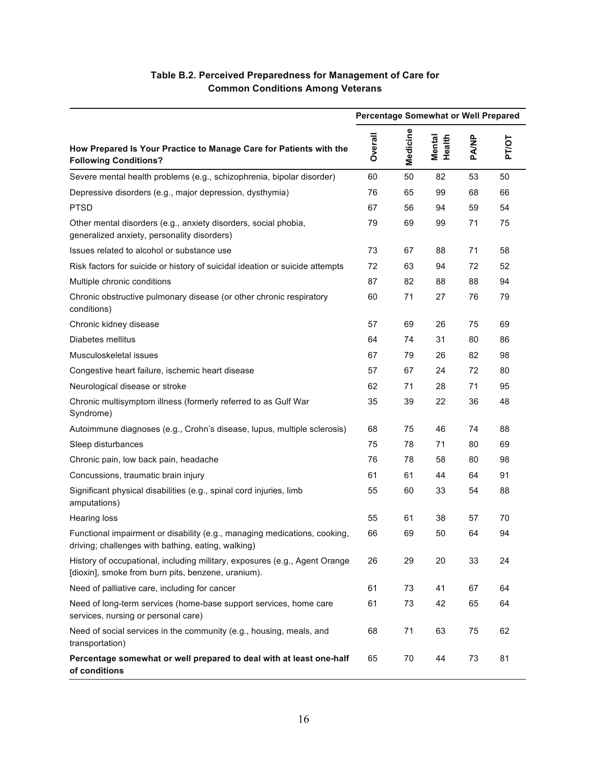**Table B.2. Perceived Preparedness for Management of Care for Common Conditions Among Veterans**

| | Percentage Somewhat or Well Prepared | | | | |
|---|---|---|---|---|---|
| **How Prepared Is Your Practice to Manage Care for Patients with the Following Conditions?** | **Overall** | **Medicine** | **Mental Health** | **PA/NP** | **PT/OT** |
| Severe mental health problems (e.g., schizophrenia, bipolar disorder) | 60 | 50 | 82 | 53 | 50 |
| Depressive disorders (e.g., major depression, dysthymia) | 76 | 65 | 99 | 68 | 66 |
| PTSD | 67 | 56 | 94 | 59 | 54 |
| Other mental disorders (e.g., anxiety disorders, social phobia, generalized anxiety, personality disorders) | 79 | 69 | 99 | 71 | 75 |
| Issues related to alcohol or substance use | 73 | 67 | 88 | 71 | 58 |
| Risk factors for suicide or history of suicidal ideation or suicide attempts | 72 | 63 | 94 | 72 | 52 |
| Multiple chronic conditions | 87 | 82 | 88 | 88 | 94 |
| Chronic obstructive pulmonary disease (or other chronic respiratory conditions) | 60 | 71 | 27 | 76 | 79 |
| Chronic kidney disease | 57 | 69 | 26 | 75 | 69 |
| Diabetes mellitus | 64 | 74 | 31 | 80 | 86 |
| Musculoskeletal issues | 67 | 79 | 26 | 82 | 98 |
| Congestive heart failure, ischemic heart disease | 57 | 67 | 24 | 72 | 80 |
| Neurological disease or stroke | 62 | 71 | 28 | 71 | 95 |
| Chronic multisymptom illness (formerly referred to as Gulf War Syndrome) | 35 | 39 | 22 | 36 | 48 |
| Autoimmune diagnoses (e.g., Crohn's disease, lupus, multiple sclerosis) | 68 | 75 | 46 | 74 | 88 |
| Sleep disturbances | 75 | 78 | 71 | 80 | 69 |
| Chronic pain, low back pain, headache | 76 | 78 | 58 | 80 | 98 |
| Concussions, traumatic brain injury | 61 | 61 | 44 | 64 | 91 |
| Significant physical disabilities (e.g., spinal cord injuries, limb amputations) | 55 | 60 | 33 | 54 | 88 |
| Hearing loss | 55 | 61 | 38 | 57 | 70 |
| Functional impairment or disability (e.g., managing medications, cooking, driving; challenges with bathing, eating, walking) | 66 | 69 | 50 | 64 | 94 |
| History of occupational, including military, exposures (e.g., Agent Orange [dioxin], smoke from burn pits, benzene, uranium). | 26 | 29 | 20 | 33 | 24 |
| Need of palliative care, including for cancer | 61 | 73 | 41 | 67 | 64 |
| Need of long-term services (home-base support services, home care services, nursing or personal care) | 61 | 73 | 42 | 65 | 64 |
| Need of social services in the community (e.g., housing, meals, and transportation) | 68 | 71 | 63 | 75 | 62 |
| **Percentage somewhat or well prepared to deal with at least one-half of conditions** | 65 | 70 | 44 | 73 | 81 |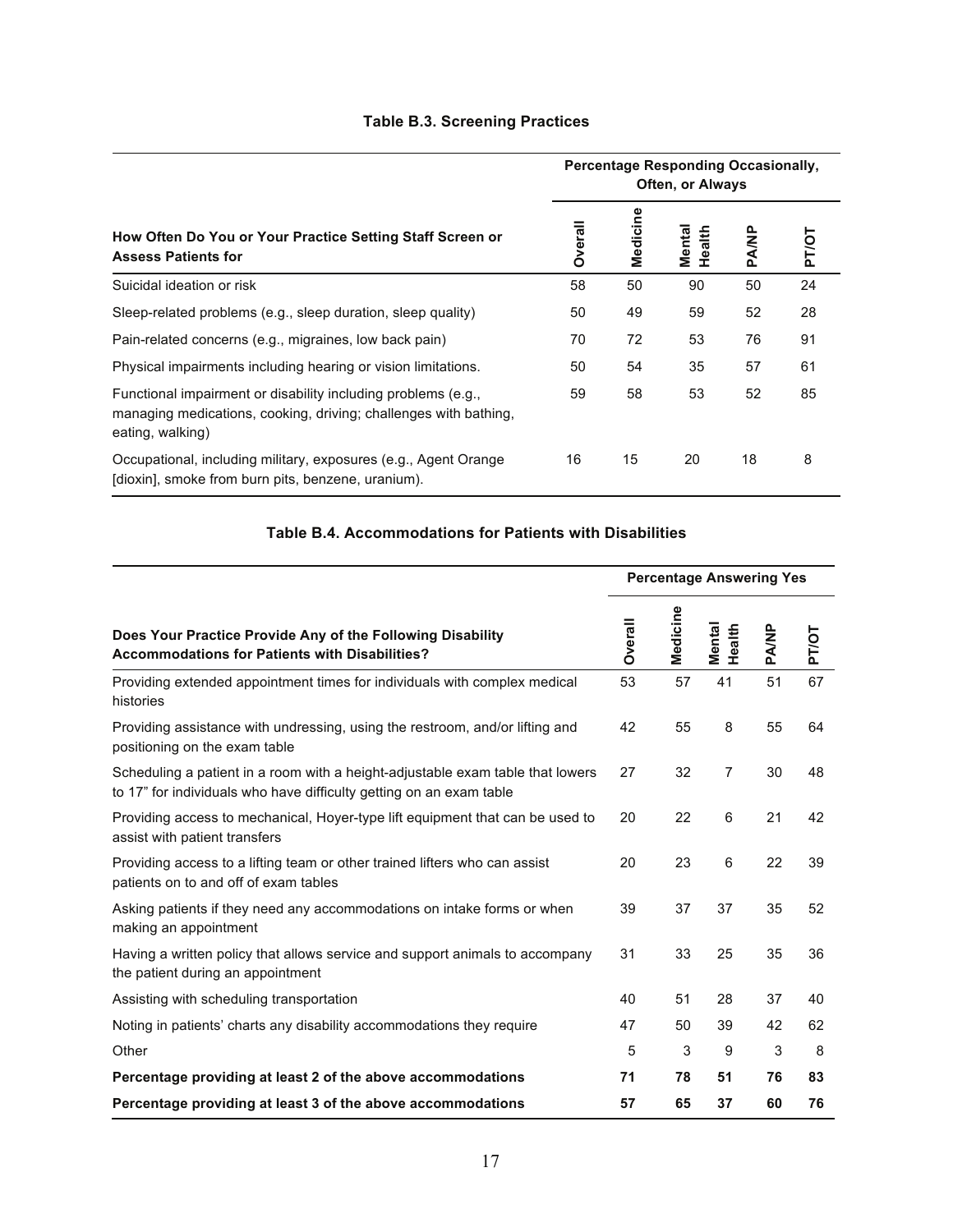**Table B.3. Screening Practices**

| How Often Do You or Your Practice Setting Staff Screen or Assess Patients for | Percentage Responding Occasionally, Often, or Always | | | | |
|---|---|---|---|---|---|
| | Overall | Medicine | Mental Health | PA/NP | PT/OT |
| Suicidal ideation or risk | 58 | 50 | 90 | 50 | 24 |
| Sleep-related problems (e.g., sleep duration, sleep quality) | 50 | 49 | 59 | 52 | 28 |
| Pain-related concerns (e.g., migraines, low back pain) | 70 | 72 | 53 | 76 | 91 |
| Physical impairments including hearing or vision limitations. | 50 | 54 | 35 | 57 | 61 |
| Functional impairment or disability including problems (e.g., managing medications, cooking, driving; challenges with bathing, eating, walking) | 59 | 58 | 53 | 52 | 85 |
| Occupational, including military, exposures (e.g., Agent Orange [dioxin], smoke from burn pits, benzene, uranium). | 16 | 15 | 20 | 18 | 8 |

**Table B.4. Accommodations for Patients with Disabilities**

| Does Your Practice Provide Any of the Following Disability Accommodations for Patients with Disabilities? | Percentage Answering Yes | | | | |
|---|---|---|---|---|---|
| | Overall | Medicine | Mental Health | PA/NP | PT/OT |
| Providing extended appointment times for individuals with complex medical histories | 53 | 57 | 41 | 51 | 67 |
| Providing assistance with undressing, using the restroom, and/or lifting and positioning on the exam table | 42 | 55 | 8 | 55 | 64 |
| Scheduling a patient in a room with a height-adjustable exam table that lowers to 17" for individuals who have difficulty getting on an exam table | 27 | 32 | 7 | 30 | 48 |
| Providing access to mechanical, Hoyer-type lift equipment that can be used to assist with patient transfers | 20 | 22 | 6 | 21 | 42 |
| Providing access to a lifting team or other trained lifters who can assist patients on to and off of exam tables | 20 | 23 | 6 | 22 | 39 |
| Asking patients if they need any accommodations on intake forms or when making an appointment | 39 | 37 | 37 | 35 | 52 |
| Having a written policy that allows service and support animals to accompany the patient during an appointment | 31 | 33 | 25 | 35 | 36 |
| Assisting with scheduling transportation | 40 | 51 | 28 | 37 | 40 |
| Noting in patients' charts any disability accommodations they require | 47 | 50 | 39 | 42 | 62 |
| Other | 5 | 3 | 9 | 3 | 8 |
| **Percentage providing at least 2 of the above accommodations** | **71** | **78** | **51** | **76** | **83** |
| **Percentage providing at least 3 of the above accommodations** | **57** | **65** | **37** | **60** | **76** |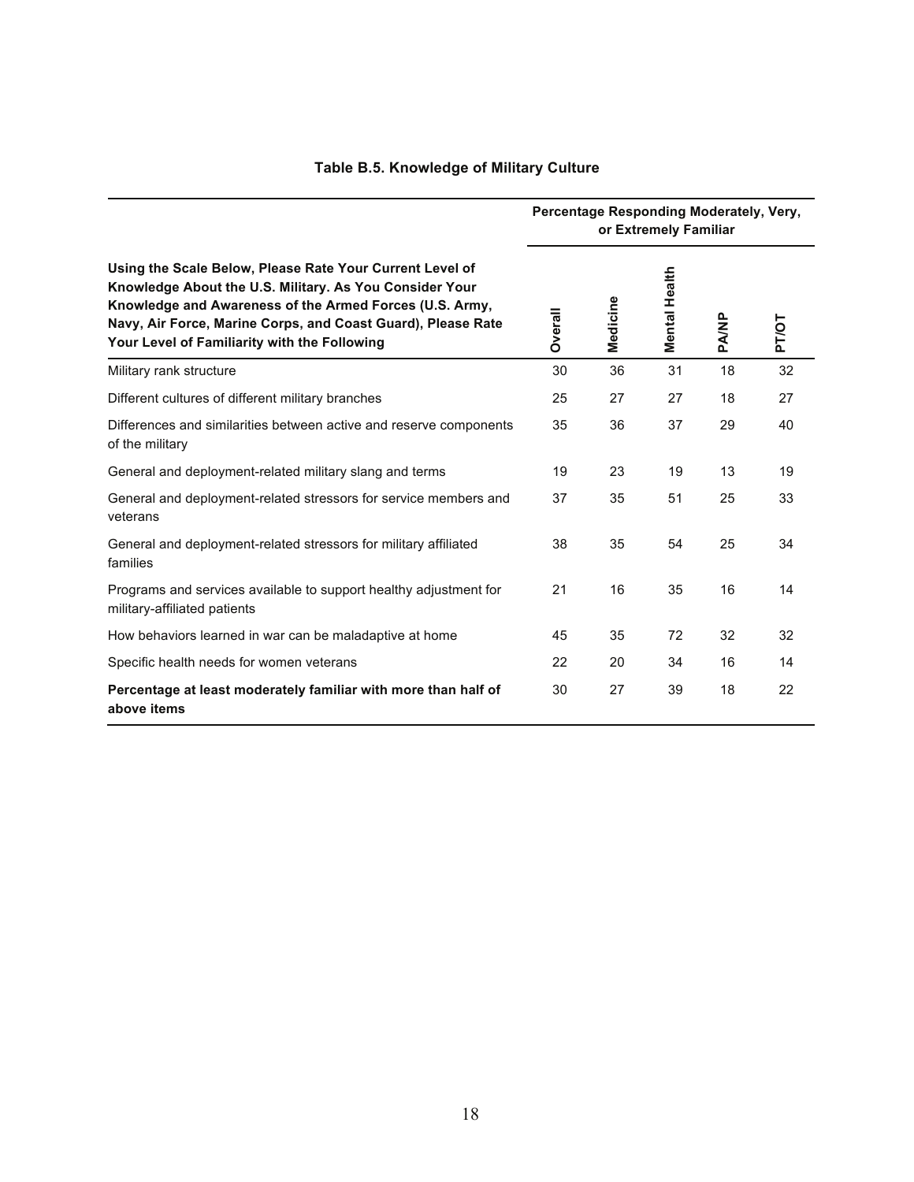### Table B.5. Knowledge of Military Culture

| Using the Scale Below, Please Rate Your Current Level of Knowledge About the U.S. Military. As You Consider Your Knowledge and Awareness of the Armed Forces (U.S. Army, Navy, Air Force, Marine Corps, and Coast Guard), Please Rate Your Level of Familiarity with the Following | Percentage Responding Moderately, Very, or Extremely Familiar | | | | |
|---|---|---|---|---|---|
| | **Overall** | **Medicine** | **Mental Health** | **PA/NP** | **PT/OT** |
| Military rank structure | 30 | 36 | 31 | 18 | 32 |
| Different cultures of different military branches | 25 | 27 | 27 | 18 | 27 |
| Differences and similarities between active and reserve components of the military | 35 | 36 | 37 | 29 | 40 |
| General and deployment-related military slang and terms | 19 | 23 | 19 | 13 | 19 |
| General and deployment-related stressors for service members and veterans | 37 | 35 | 51 | 25 | 33 |
| General and deployment-related stressors for military affiliated families | 38 | 35 | 54 | 25 | 34 |
| Programs and services available to support healthy adjustment for military-affiliated patients | 21 | 16 | 35 | 16 | 14 |
| How behaviors learned in war can be maladaptive at home | 45 | 35 | 72 | 32 | 32 |
| Specific health needs for women veterans | 22 | 20 | 34 | 16 | 14 |
| **Percentage at least moderately familiar with more than half of above items** | 30 | 27 | 39 | 18 | 22 |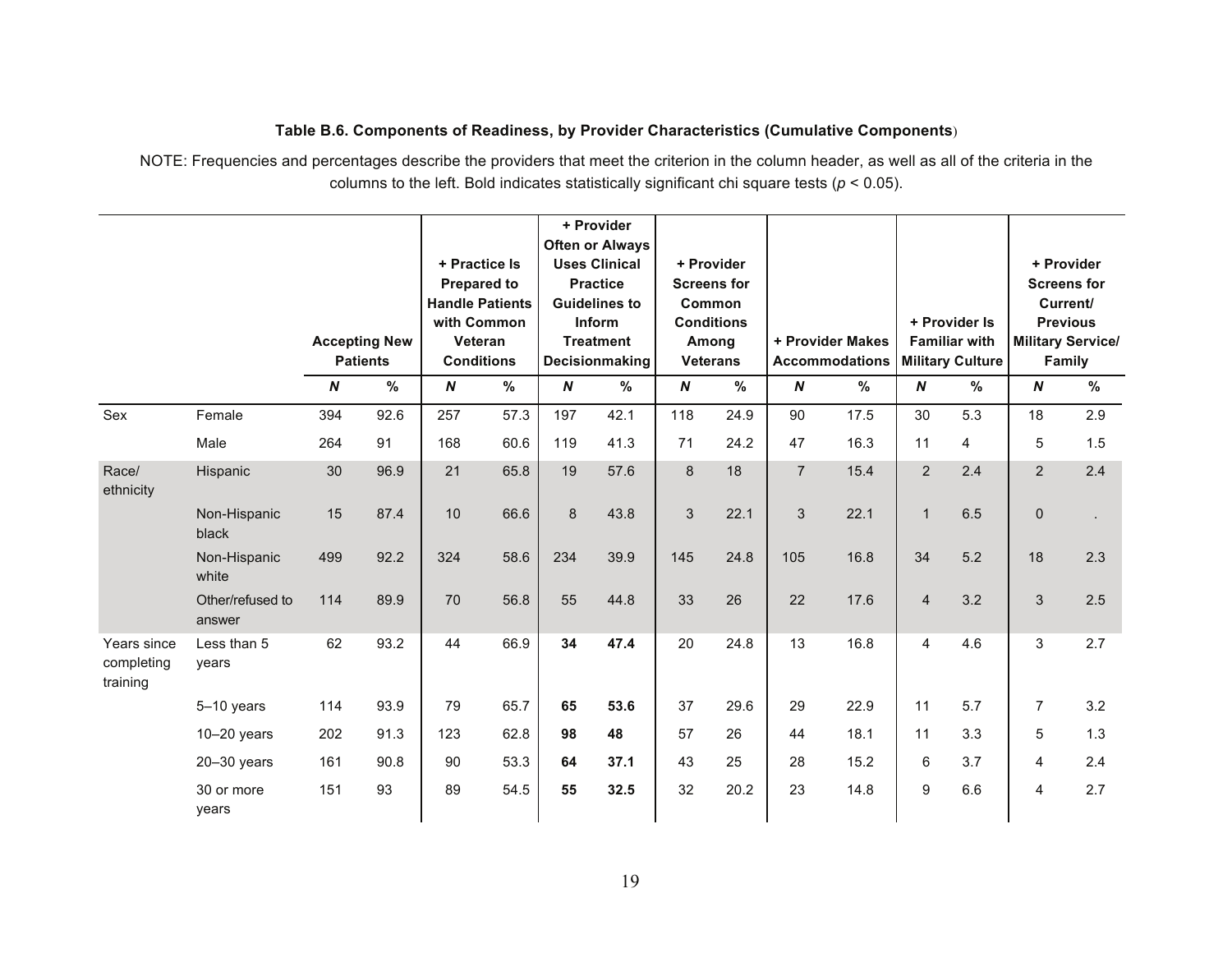**Table B.6. Components of Readiness, by Provider Characteristics (Cumulative Components)**

NOTE: Frequencies and percentages describe the providers that meet the criterion in the column header, as well as all of the criteria in the columns to the left. Bold indicates statistically significant chi square tests ($p < 0.05$).

| | | Accepting New Patients | | + Practice Is Prepared to Handle Patients with Common Veteran Conditions | | + Provider Often or Always Uses Clinical Practice Guidelines to Inform Treatment Decisionmaking | | + Provider Screens for Common Conditions Among Veterans | | + Provider Makes Accommodations | | + Provider Is Familiar with Military Culture | | + Provider Screens for Current/ Previous Military Service/ Family | |
|---|---|---|---|---|---|---|---|---|---|---|---|---|---|---|---|
| | | ***N*** | **%** | ***N*** | **%** | ***N*** | **%** | ***N*** | **%** | ***N*** | **%** | ***N*** | **%** | ***N*** | **%** |
| Sex | Female | 394 | 92.6 | 257 | 57.3 | 197 | 42.1 | 118 | 24.9 | 90 | 17.5 | 30 | 5.3 | 18 | 2.9 |
| | Male | 264 | 91 | 168 | 60.6 | 119 | 41.3 | 71 | 24.2 | 47 | 16.3 | 11 | 4 | 5 | 1.5 |
| Race/ ethnicity | Hispanic | 30 | 96.9 | 21 | 65.8 | 19 | 57.6 | 8 | 18 | 7 | 15.4 | 2 | 2.4 | 2 | 2.4 |
| | Non-Hispanic black | 15 | 87.4 | 10 | 66.6 | 8 | 43.8 | 3 | 22.1 | 3 | 22.1 | 1 | 6.5 | 0 | . |
| | Non-Hispanic white | 499 | 92.2 | 324 | 58.6 | 234 | 39.9 | 145 | 24.8 | 105 | 16.8 | 34 | 5.2 | 18 | 2.3 |
| | Other/refused to answer | 114 | 89.9 | 70 | 56.8 | 55 | 44.8 | 33 | 26 | 22 | 17.6 | 4 | 3.2 | 3 | 2.5 |
| Years since completing training | Less than 5 years | 62 | 93.2 | 44 | 66.9 | **34** | **47.4** | 20 | 24.8 | 13 | 16.8 | 4 | 4.6 | 3 | 2.7 |
| | 5–10 years | 114 | 93.9 | 79 | 65.7 | **65** | **53.6** | 37 | 29.6 | 29 | 22.9 | 11 | 5.7 | 7 | 3.2 |
| | 10–20 years | 202 | 91.3 | 123 | 62.8 | **98** | **48** | 57 | 26 | 44 | 18.1 | 11 | 3.3 | 5 | 1.3 |
| | 20–30 years | 161 | 90.8 | 90 | 53.3 | **64** | **37.1** | 43 | 25 | 28 | 15.2 | 6 | 3.7 | 4 | 2.4 |
| | 30 or more years | 151 | 93 | 89 | 54.5 | **55** | **32.5** | 32 | 20.2 | 23 | 14.8 | 9 | 6.6 | 4 | 2.7 |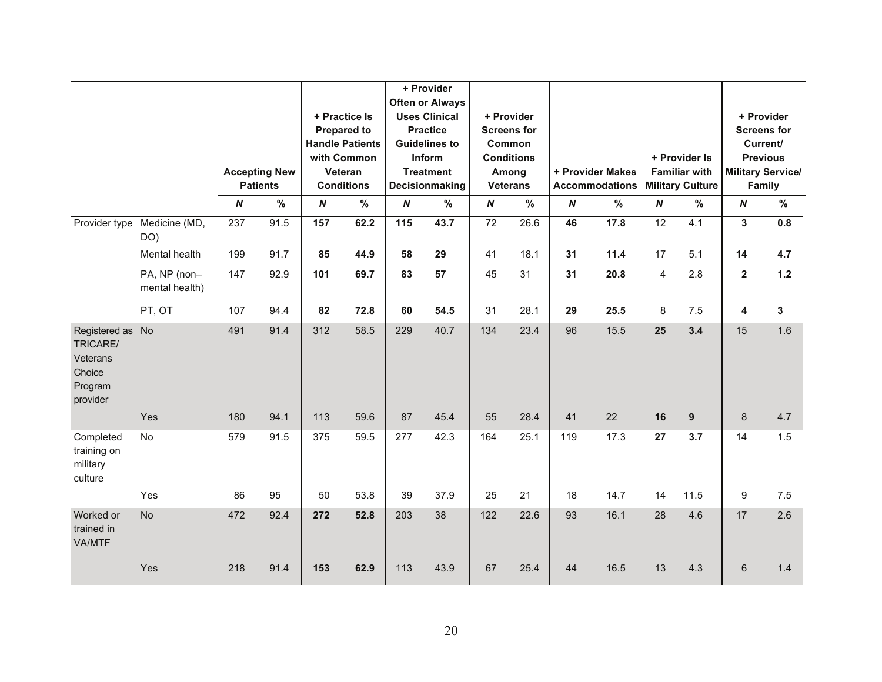| | | Accepting New Patients | | + Practice Is Prepared to Handle Patients with Common Veteran Conditions | | + Provider Often or Always Uses Clinical Practice Guidelines to Inform Treatment Decisionmaking | | + Provider Screens for Common Conditions Among Veterans | | + Provider Makes Accommodations | | + Provider Is Familiar with Military Culture | | + Provider Screens for Current/ Previous Military Service/ Family | |
|---|---|---|---|---|---|---|---|---|---|---|---|---|---|---|---|
| | | ***N*** | **%** | ***N*** | **%** | ***N*** | **%** | ***N*** | **%** | ***N*** | **%** | ***N*** | **%** | ***N*** | **%** |
| Provider type | Medicine (MD, DO) | 237 | 91.5 | **157** | **62.2** | **115** | **43.7** | 72 | 26.6 | **46** | **17.8** | 12 | 4.1 | **3** | **0.8** |
| | Mental health | 199 | 91.7 | **85** | **44.9** | **58** | **29** | 41 | 18.1 | **31** | **11.4** | 17 | 5.1 | **14** | **4.7** |
| | PA, NP (non–mental health) | 147 | 92.9 | **101** | **69.7** | **83** | **57** | 45 | 31 | **31** | **20.8** | 4 | 2.8 | **2** | **1.2** |
| | PT, OT | 107 | 94.4 | **82** | **72.8** | **60** | **54.5** | 31 | 28.1 | **29** | **25.5** | 8 | 7.5 | **4** | **3** |
| Registered as TRICARE/ Veterans Choice Program provider | No | 491 | 91.4 | 312 | 58.5 | 229 | 40.7 | 134 | 23.4 | 96 | 15.5 | **25** | **3.4** | 15 | 1.6 |
| | Yes | 180 | 94.1 | 113 | 59.6 | 87 | 45.4 | 55 | 28.4 | 41 | 22 | **16** | **9** | 8 | 4.7 |
| Completed training on military culture | No | 579 | 91.5 | 375 | 59.5 | 277 | 42.3 | 164 | 25.1 | 119 | 17.3 | **27** | **3.7** | 14 | 1.5 |
| | Yes | 86 | 95 | 50 | 53.8 | 39 | 37.9 | 25 | 21 | 18 | 14.7 | 14 | 11.5 | 9 | 7.5 |
| Worked or trained in VA/MTF | No | 472 | 92.4 | **272** | **52.8** | 203 | 38 | 122 | 22.6 | 93 | 16.1 | 28 | 4.6 | 17 | 2.6 |
| | Yes | 218 | 91.4 | **153** | **62.9** | 113 | 43.9 | 67 | 25.4 | 44 | 16.5 | 13 | 4.3 | 6 | 1.4 |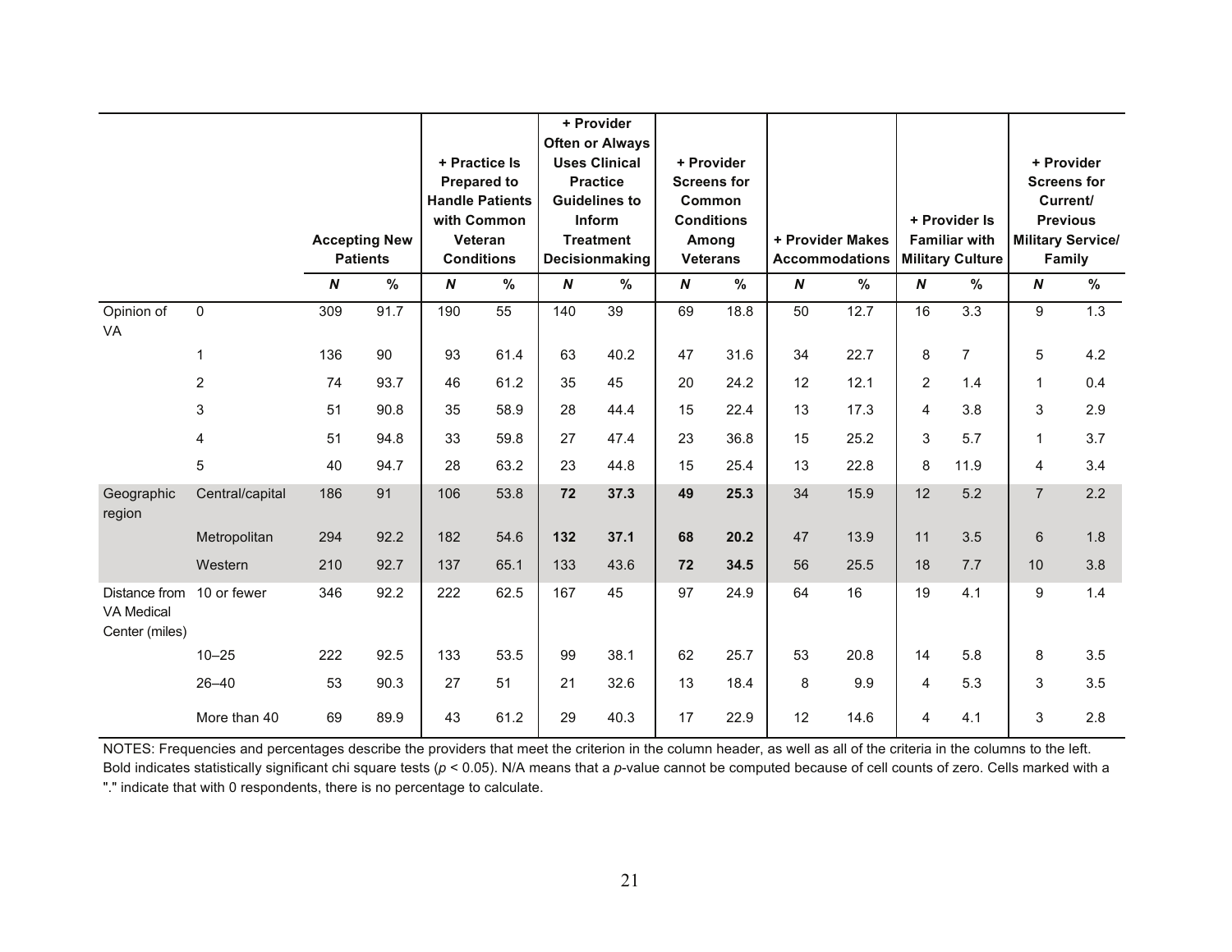| | | Accepting New Patients | | + Practice Is Prepared to Handle Patients with Common Veteran Conditions | | + Provider Often or Always Uses Clinical Practice Guidelines to Inform Treatment Decisionmaking | | + Provider Screens for Common Conditions Among Veterans | | + Provider Makes Accommodations | | + Provider Is Familiar with Military Culture | | + Provider Screens for Current/ Previous Military Service/ Family | |
|---|---|---|---|---|---|---|---|---|---|---|---|---|---|---|---|
| | | ***N*** | **%** | ***N*** | **%** | ***N*** | **%** | ***N*** | **%** | ***N*** | **%** | ***N*** | **%** | ***N*** | **%** |
| Opinion of VA | 0 | 309 | 91.7 | 190 | 55 | 140 | 39 | 69 | 18.8 | 50 | 12.7 | 16 | 3.3 | 9 | 1.3 |
| | 1 | 136 | 90 | 93 | 61.4 | 63 | 40.2 | 47 | 31.6 | 34 | 22.7 | 8 | 7 | 5 | 4.2 |
| | 2 | 74 | 93.7 | 46 | 61.2 | 35 | 45 | 20 | 24.2 | 12 | 12.1 | 2 | 1.4 | 1 | 0.4 |
| | 3 | 51 | 90.8 | 35 | 58.9 | 28 | 44.4 | 15 | 22.4 | 13 | 17.3 | 4 | 3.8 | 3 | 2.9 |
| | 4 | 51 | 94.8 | 33 | 59.8 | 27 | 47.4 | 23 | 36.8 | 15 | 25.2 | 3 | 5.7 | 1 | 3.7 |
| | 5 | 40 | 94.7 | 28 | 63.2 | 23 | 44.8 | 15 | 25.4 | 13 | 22.8 | 8 | 11.9 | 4 | 3.4 |
| Geographic region | Central/capital | 186 | 91 | 106 | 53.8 | **72** | **37.3** | **49** | **25.3** | 34 | 15.9 | 12 | 5.2 | 7 | 2.2 |
| | Metropolitan | 294 | 92.2 | 182 | 54.6 | **132** | **37.1** | **68** | **20.2** | 47 | 13.9 | 11 | 3.5 | 6 | 1.8 |
| | Western | 210 | 92.7 | 137 | 65.1 | 133 | 43.6 | **72** | **34.5** | 56 | 25.5 | 18 | 7.7 | 10 | 3.8 |
| Distance from VA Medical Center (miles) | 10 or fewer | 346 | 92.2 | 222 | 62.5 | 167 | 45 | 97 | 24.9 | 64 | 16 | 19 | 4.1 | 9 | 1.4 |
| | 10–25 | 222 | 92.5 | 133 | 53.5 | 99 | 38.1 | 62 | 25.7 | 53 | 20.8 | 14 | 5.8 | 8 | 3.5 |
| | 26–40 | 53 | 90.3 | 27 | 51 | 21 | 32.6 | 13 | 18.4 | 8 | 9.9 | 4 | 5.3 | 3 | 3.5 |
| | More than 40 | 69 | 89.9 | 43 | 61.2 | 29 | 40.3 | 17 | 22.9 | 12 | 14.6 | 4 | 4.1 | 3 | 2.8 |

NOTES: Frequencies and percentages describe the providers that meet the criterion in the column header, as well as all of the criteria in the columns to the left. Bold indicates statistically significant chi square tests ($p < 0.05$). N/A means that a *p*-value cannot be computed because of cell counts of zero. Cells marked with a "." indicate that with 0 respondents, there is no percentage to calculate.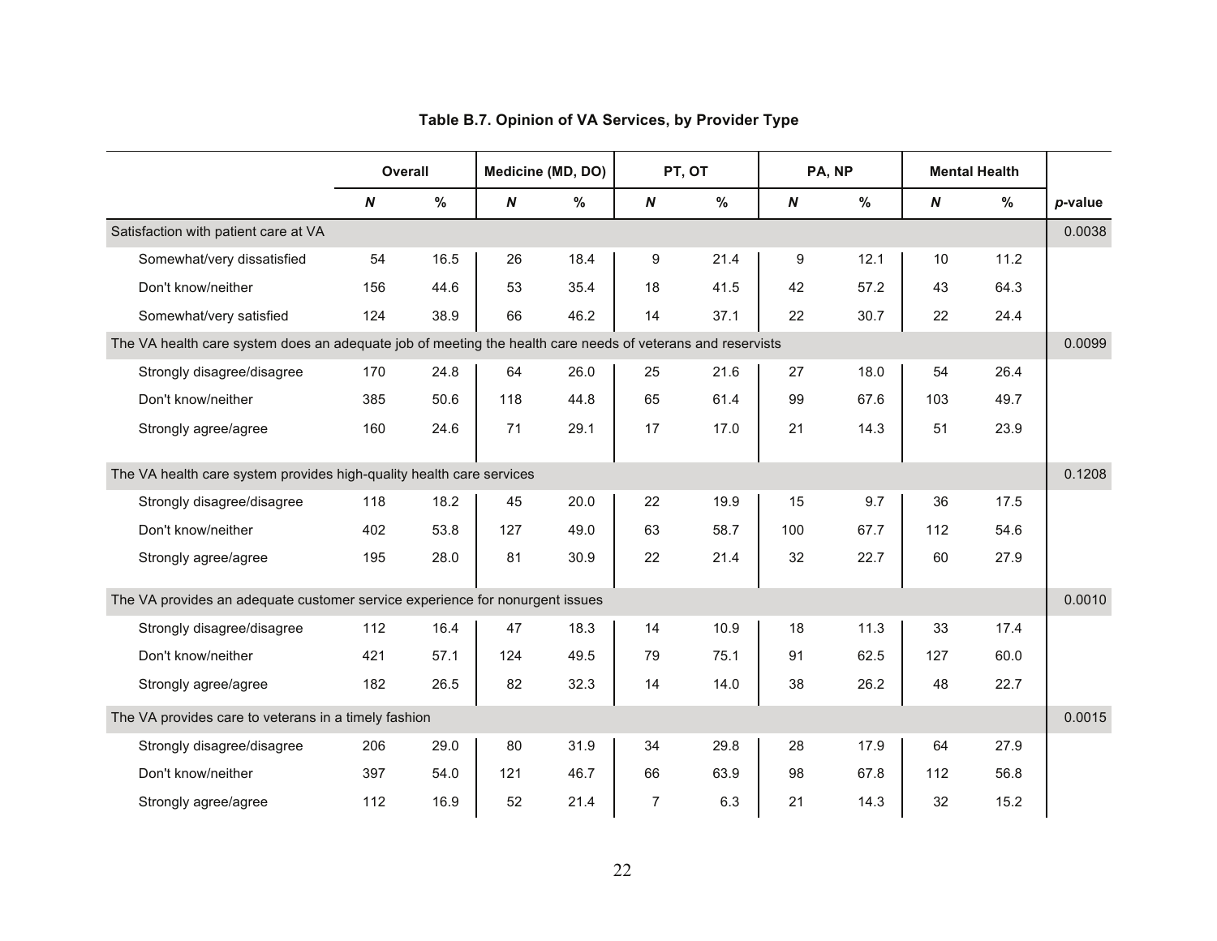**Table B.7. Opinion of VA Services, by Provider Type**

| | Overall | | Medicine (MD, DO) | | PT, OT | | PA, NP | | Mental Health | | |
|---|---|---|---|---|---|---|---|---|---|---|---|
| | ***N*** | **%** | ***N*** | **%** | ***N*** | **%** | ***N*** | **%** | ***N*** | **%** | ***p*-value** |
| Satisfaction with patient care at VA | | | | | | | | | | | 0.0038 |
| Somewhat/very dissatisfied | 54 | 16.5 | 26 | 18.4 | 9 | 21.4 | 9 | 12.1 | 10 | 11.2 | |
| Don't know/neither | 156 | 44.6 | 53 | 35.4 | 18 | 41.5 | 42 | 57.2 | 43 | 64.3 | |
| Somewhat/very satisfied | 124 | 38.9 | 66 | 46.2 | 14 | 37.1 | 22 | 30.7 | 22 | 24.4 | |
| The VA health care system does an adequate job of meeting the health care needs of veterans and reservists | | | | | | | | | | | 0.0099 |
| Strongly disagree/disagree | 170 | 24.8 | 64 | 26.0 | 25 | 21.6 | 27 | 18.0 | 54 | 26.4 | |
| Don't know/neither | 385 | 50.6 | 118 | 44.8 | 65 | 61.4 | 99 | 67.6 | 103 | 49.7 | |
| Strongly agree/agree | 160 | 24.6 | 71 | 29.1 | 17 | 17.0 | 21 | 14.3 | 51 | 23.9 | |
| The VA health care system provides high-quality health care services | | | | | | | | | | | 0.1208 |
| Strongly disagree/disagree | 118 | 18.2 | 45 | 20.0 | 22 | 19.9 | 15 | 9.7 | 36 | 17.5 | |
| Don't know/neither | 402 | 53.8 | 127 | 49.0 | 63 | 58.7 | 100 | 67.7 | 112 | 54.6 | |
| Strongly agree/agree | 195 | 28.0 | 81 | 30.9 | 22 | 21.4 | 32 | 22.7 | 60 | 27.9 | |
| The VA provides an adequate customer service experience for nonurgent issues | | | | | | | | | | | 0.0010 |
| Strongly disagree/disagree | 112 | 16.4 | 47 | 18.3 | 14 | 10.9 | 18 | 11.3 | 33 | 17.4 | |
| Don't know/neither | 421 | 57.1 | 124 | 49.5 | 79 | 75.1 | 91 | 62.5 | 127 | 60.0 | |
| Strongly agree/agree | 182 | 26.5 | 82 | 32.3 | 14 | 14.0 | 38 | 26.2 | 48 | 22.7 | |
| The VA provides care to veterans in a timely fashion | | | | | | | | | | | 0.0015 |
| Strongly disagree/disagree | 206 | 29.0 | 80 | 31.9 | 34 | 29.8 | 28 | 17.9 | 64 | 27.9 | |
| Don't know/neither | 397 | 54.0 | 121 | 46.7 | 66 | 63.9 | 98 | 67.8 | 112 | 56.8 | |
| Strongly agree/agree | 112 | 16.9 | 52 | 21.4 | 7 | 6.3 | 21 | 14.3 | 32 | 15.2 | |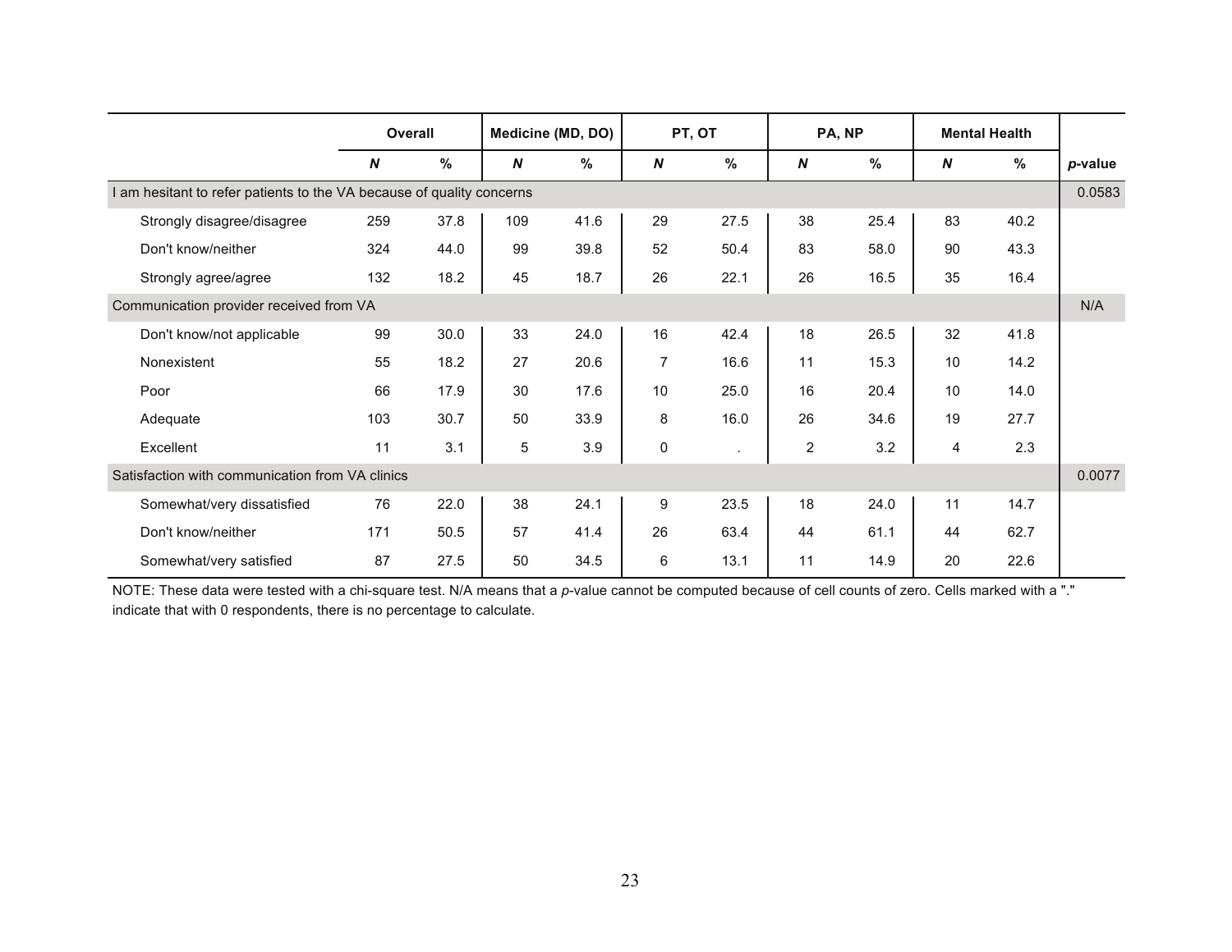| | Overall | | Medicine (MD, DO) | | PT, OT | | PA, NP | | Mental Health | | |
|---|---|---|---|---|---|---|---|---|---|---|---|
| | ***N*** | **%** | ***N*** | **%** | ***N*** | **%** | ***N*** | **%** | ***N*** | **%** | ***p*-value** |
| I am hesitant to refer patients to the VA because of quality concerns | | | | | | | | | | | 0.0583 |
| Strongly disagree/disagree | 259 | 37.8 | 109 | 41.6 | 29 | 27.5 | 38 | 25.4 | 83 | 40.2 | |
| Don't know/neither | 324 | 44.0 | 99 | 39.8 | 52 | 50.4 | 83 | 58.0 | 90 | 43.3 | |
| Strongly agree/agree | 132 | 18.2 | 45 | 18.7 | 26 | 22.1 | 26 | 16.5 | 35 | 16.4 | |
| Communication provider received from VA | | | | | | | | | | | N/A |
| Don't know/not applicable | 99 | 30.0 | 33 | 24.0 | 16 | 42.4 | 18 | 26.5 | 32 | 41.8 | |
| Nonexistent | 55 | 18.2 | 27 | 20.6 | 7 | 16.6 | 11 | 15.3 | 10 | 14.2 | |
| Poor | 66 | 17.9 | 30 | 17.6 | 10 | 25.0 | 16 | 20.4 | 10 | 14.0 | |
| Adequate | 103 | 30.7 | 50 | 33.9 | 8 | 16.0 | 26 | 34.6 | 19 | 27.7 | |
| Excellent | 11 | 3.1 | 5 | 3.9 | 0 | . | 2 | 3.2 | 4 | 2.3 | |
| Satisfaction with communication from VA clinics | | | | | | | | | | | 0.0077 |
| Somewhat/very dissatisfied | 76 | 22.0 | 38 | 24.1 | 9 | 23.5 | 18 | 24.0 | 11 | 14.7 | |
| Don't know/neither | 171 | 50.5 | 57 | 41.4 | 26 | 63.4 | 44 | 61.1 | 44 | 62.7 | |
| Somewhat/very satisfied | 87 | 27.5 | 50 | 34.5 | 6 | 13.1 | 11 | 14.9 | 20 | 22.6 | |

NOTE: These data were tested with a chi-square test. N/A means that a *p*-value cannot be computed because of cell counts of zero. Cells marked with a "." indicate that with 0 respondents, there is no percentage to calculate.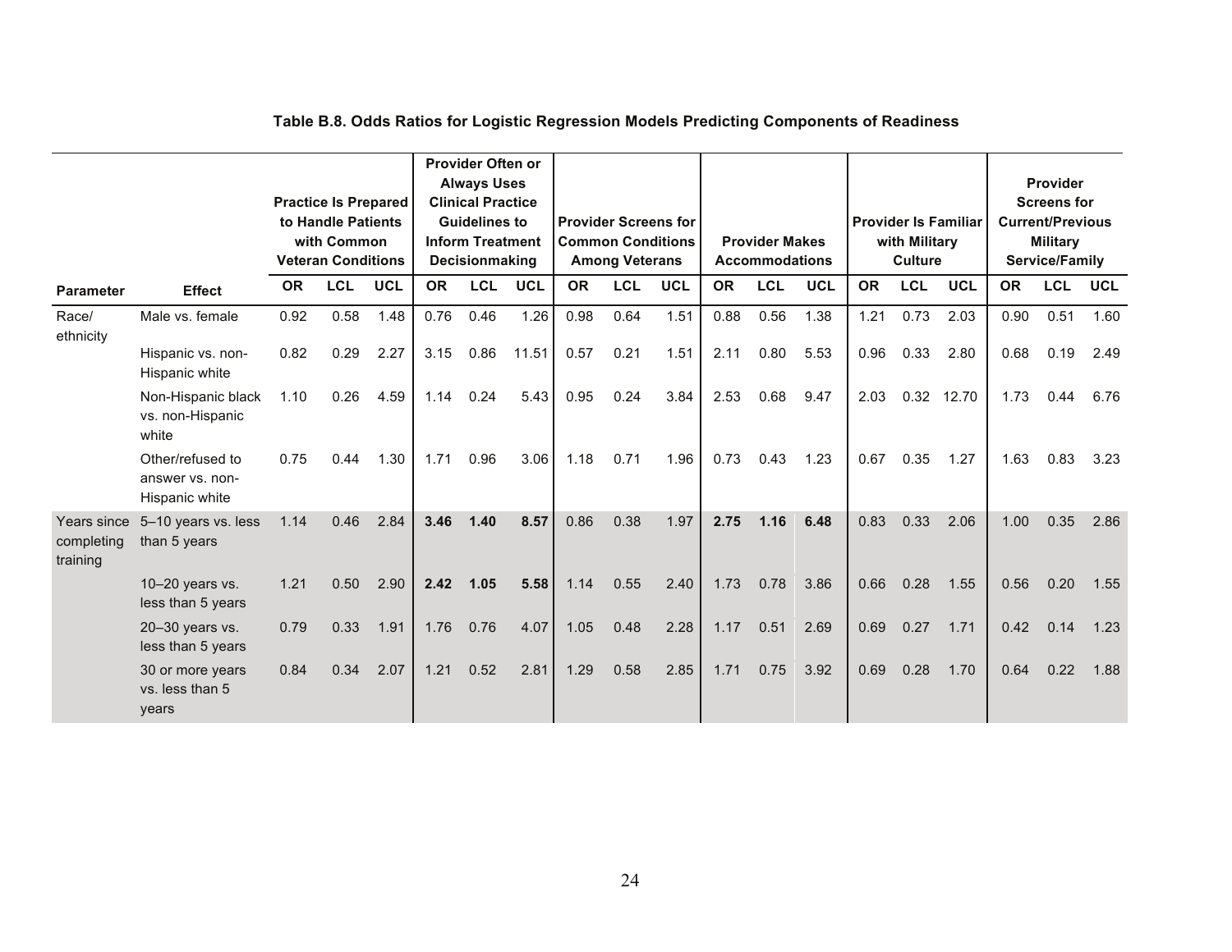**Table B.8. Odds Ratios for Logistic Regression Models Predicting Components of Readiness**

| Parameter | Effect | Practice Is Prepared to Handle Patients with Common Veteran Conditions | | | Provider Often or Always Uses Clinical Practice Guidelines to Inform Treatment Decisionmaking | | | Provider Screens for Common Conditions Among Veterans | | | Provider Makes Accommodations | | | Provider Is Familiar with Military Culture | | | Provider Screens for Current/Previous Military Service/Family | | |
|---|---|---|---|---|---|---|---|---|---|---|---|---|---|---|---|---|---|---|---|
| | | OR | LCL | UCL | OR | LCL | UCL | OR | LCL | UCL | OR | LCL | UCL | OR | LCL | UCL | OR | LCL | UCL |
| Race/ ethnicity | Male vs. female | 0.92 | 0.58 | 1.48 | 0.76 | 0.46 | 1.26 | 0.98 | 0.64 | 1.51 | 0.88 | 0.56 | 1.38 | 1.21 | 0.73 | 2.03 | 0.90 | 0.51 | 1.60 |
| | Hispanic vs. non-Hispanic white | 0.82 | 0.29 | 2.27 | 3.15 | 0.86 | 11.51 | 0.57 | 0.21 | 1.51 | 2.11 | 0.80 | 5.53 | 0.96 | 0.33 | 2.80 | 0.68 | 0.19 | 2.49 |
| | Non-Hispanic black vs. non-Hispanic white | 1.10 | 0.26 | 4.59 | 1.14 | 0.24 | 5.43 | 0.95 | 0.24 | 3.84 | 2.53 | 0.68 | 9.47 | 2.03 | 0.32 | 12.70 | 1.73 | 0.44 | 6.76 |
| | Other/refused to answer vs. non-Hispanic white | 0.75 | 0.44 | 1.30 | 1.71 | 0.96 | 3.06 | 1.18 | 0.71 | 1.96 | 0.73 | 0.43 | 1.23 | 0.67 | 0.35 | 1.27 | 1.63 | 0.83 | 3.23 |
| Years since completing training | 5–10 years vs. less than 5 years | 1.14 | 0.46 | 2.84 | **3.46** | **1.40** | **8.57** | 0.86 | 0.38 | 1.97 | **2.75** | **1.16** | **6.48** | 0.83 | 0.33 | 2.06 | 1.00 | 0.35 | 2.86 |
| | 10–20 years vs. less than 5 years | 1.21 | 0.50 | 2.90 | **2.42** | **1.05** | **5.58** | 1.14 | 0.55 | 2.40 | 1.73 | 0.78 | 3.86 | 0.66 | 0.28 | 1.55 | 0.56 | 0.20 | 1.55 |
| | 20–30 years vs. less than 5 years | 0.79 | 0.33 | 1.91 | 1.76 | 0.76 | 4.07 | 1.05 | 0.48 | 2.28 | 1.17 | 0.51 | 2.69 | 0.69 | 0.27 | 1.71 | 0.42 | 0.14 | 1.23 |
| | 30 or more years vs. less than 5 years | 0.84 | 0.34 | 2.07 | 1.21 | 0.52 | 2.81 | 1.29 | 0.58 | 2.85 | 1.71 | 0.75 | 3.92 | 0.69 | 0.28 | 1.70 | 0.64 | 0.22 | 1.88 |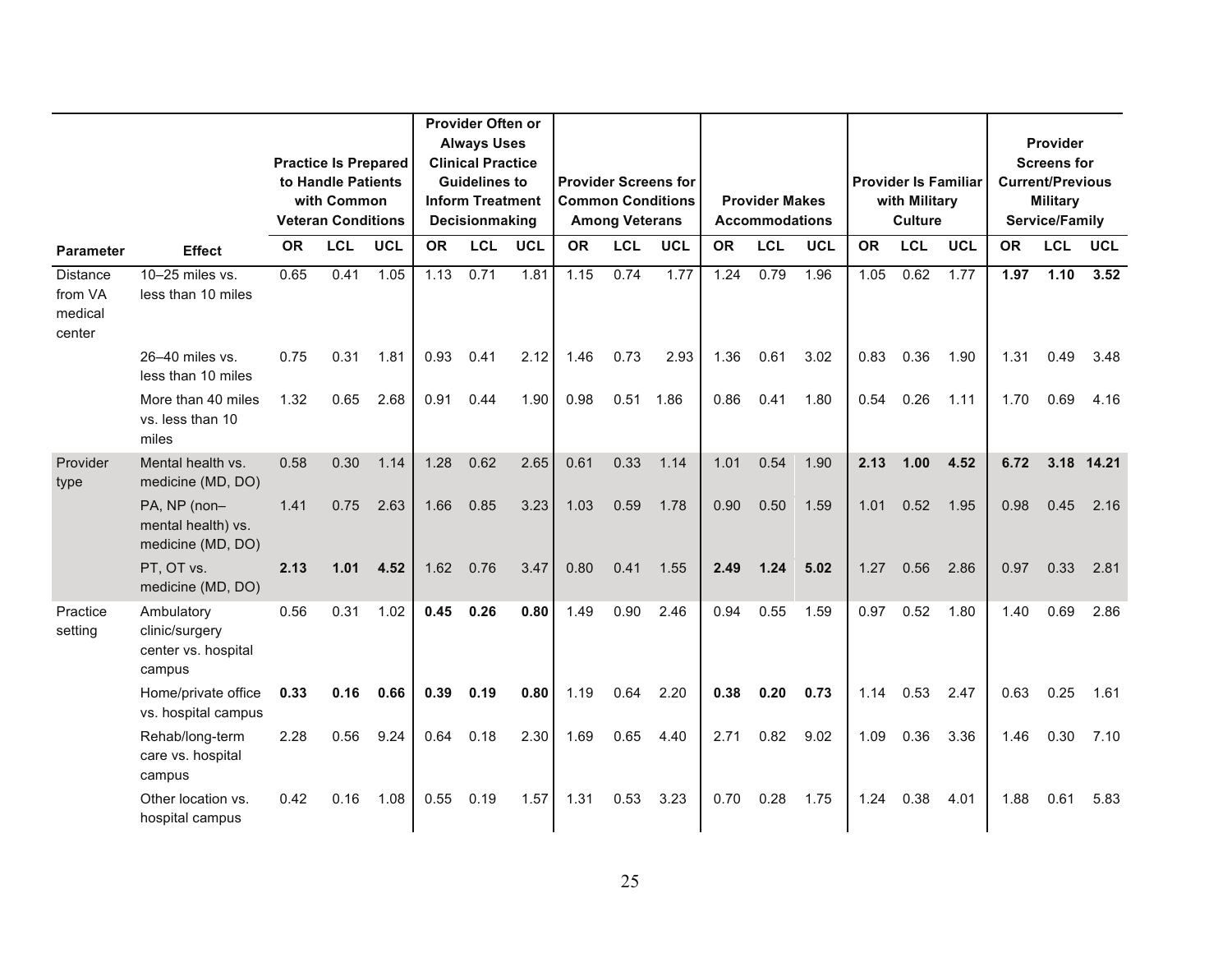| Parameter | Effect | Practice Is Prepared to Handle Patients with Common Veteran Conditions | | | Provider Often or Always Uses Clinical Practice Guidelines to Inform Treatment Decisionmaking | | | Provider Screens for Common Conditions Among Veterans | | | Provider Makes Accommodations | | | Provider Is Familiar with Military Culture | | | Provider Screens for Current/Previous Military Service/Family | | |
|---|---|---|---|---|---|---|---|---|---|---|---|---|---|---|---|---|---|---|---|
| | | OR | LCL | UCL | OR | LCL | UCL | OR | LCL | UCL | OR | LCL | UCL | OR | LCL | UCL | OR | LCL | UCL |
| Distance from VA medical center | 10–25 miles vs. less than 10 miles | 0.65 | 0.41 | 1.05 | 1.13 | 0.71 | 1.81 | 1.15 | 0.74 | 1.77 | 1.24 | 0.79 | 1.96 | 1.05 | 0.62 | 1.77 | **1.97** | **1.10** | **3.52** |
| | 26–40 miles vs. less than 10 miles | 0.75 | 0.31 | 1.81 | 0.93 | 0.41 | 2.12 | 1.46 | 0.73 | 2.93 | 1.36 | 0.61 | 3.02 | 0.83 | 0.36 | 1.90 | 1.31 | 0.49 | 3.48 |
| | More than 40 miles vs. less than 10 miles | 1.32 | 0.65 | 2.68 | 0.91 | 0.44 | 1.90 | 0.98 | 0.51 | 1.86 | 0.86 | 0.41 | 1.80 | 0.54 | 0.26 | 1.11 | 1.70 | 0.69 | 4.16 |
| Provider type | Mental health vs. medicine (MD, DO) | 0.58 | 0.30 | 1.14 | 1.28 | 0.62 | 2.65 | 0.61 | 0.33 | 1.14 | 1.01 | 0.54 | 1.90 | **2.13** | **1.00** | **4.52** | **6.72** | **3.18** | **14.21** |
| | PA, NP (non–mental health) vs. medicine (MD, DO) | 1.41 | 0.75 | 2.63 | 1.66 | 0.85 | 3.23 | 1.03 | 0.59 | 1.78 | 0.90 | 0.50 | 1.59 | 1.01 | 0.52 | 1.95 | 0.98 | 0.45 | 2.16 |
| | PT, OT vs. medicine (MD, DO) | **2.13** | **1.01** | **4.52** | 1.62 | 0.76 | 3.47 | 0.80 | 0.41 | 1.55 | **2.49** | **1.24** | **5.02** | 1.27 | 0.56 | 2.86 | 0.97 | 0.33 | 2.81 |
| Practice setting | Ambulatory clinic/surgery center vs. hospital campus | 0.56 | 0.31 | 1.02 | **0.45** | **0.26** | **0.80** | 1.49 | 0.90 | 2.46 | 0.94 | 0.55 | 1.59 | 0.97 | 0.52 | 1.80 | 1.40 | 0.69 | 2.86 |
| | Home/private office vs. hospital campus | **0.33** | **0.16** | **0.66** | **0.39** | **0.19** | **0.80** | 1.19 | 0.64 | 2.20 | **0.38** | **0.20** | **0.73** | 1.14 | 0.53 | 2.47 | 0.63 | 0.25 | 1.61 |
| | Rehab/long-term care vs. hospital campus | 2.28 | 0.56 | 9.24 | 0.64 | 0.18 | 2.30 | 1.69 | 0.65 | 4.40 | 2.71 | 0.82 | 9.02 | 1.09 | 0.36 | 3.36 | 1.46 | 0.30 | 7.10 |
| | Other location vs. hospital campus | 0.42 | 0.16 | 1.08 | 0.55 | 0.19 | 1.57 | 1.31 | 0.53 | 3.23 | 0.70 | 0.28 | 1.75 | 1.24 | 0.38 | 4.01 | 1.88 | 0.61 | 5.83 |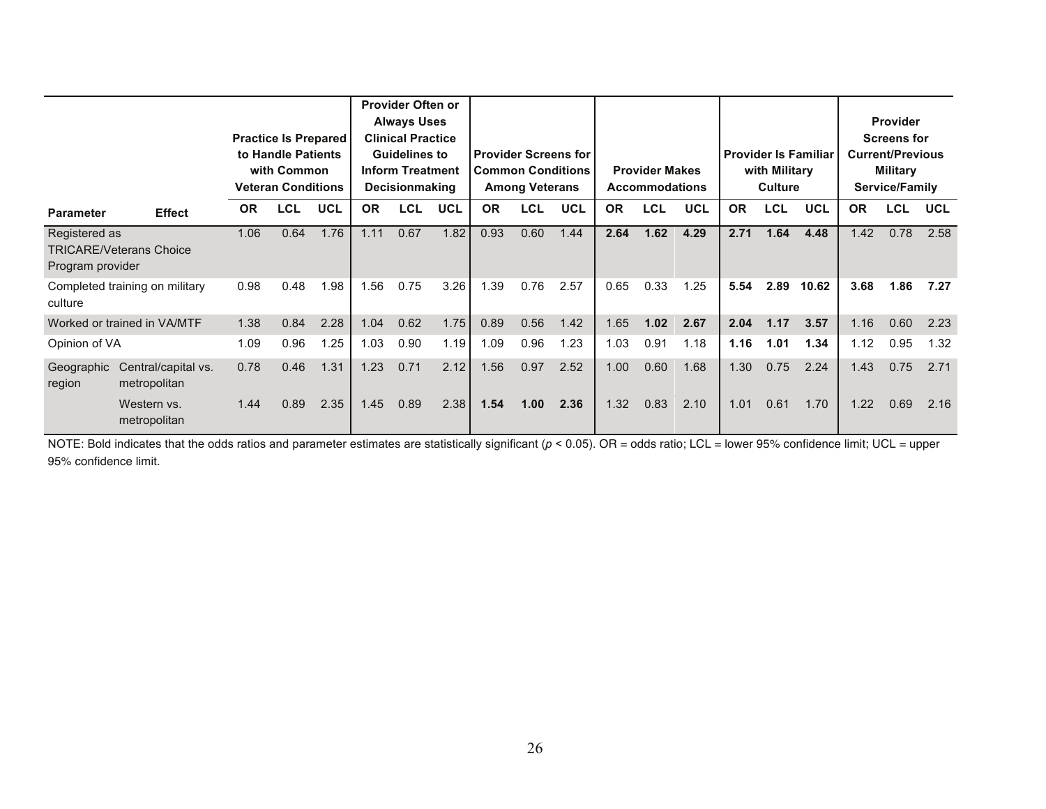| Parameter | Effect | Practice Is Prepared to Handle Patients with Common Veteran Conditions | | | Provider Often or Always Uses Clinical Practice Guidelines to Inform Treatment Decisionmaking | | | Provider Screens for Common Conditions Among Veterans | | | Provider Makes Accommodations | | | Provider Is Familiar with Military Culture | | | Provider Screens for Current/Previous Military Service/Family | | |
|---|---|---|---|---|---|---|---|---|---|---|---|---|---|---|---|---|---|---|---|
| | | OR | LCL | UCL | OR | LCL | UCL | OR | LCL | UCL | OR | LCL | UCL | OR | LCL | UCL | OR | LCL | UCL |
| Registered as TRICARE/Veterans Choice Program provider | | 1.06 | 0.64 | 1.76 | 1.11 | 0.67 | 1.82 | 0.93 | 0.60 | 1.44 | **2.64** | **1.62** | **4.29** | **2.71** | **1.64** | **4.48** | 1.42 | 0.78 | 2.58 |
| Completed training on military culture | | 0.98 | 0.48 | 1.98 | 1.56 | 0.75 | 3.26 | 1.39 | 0.76 | 2.57 | 0.65 | 0.33 | 1.25 | **5.54** | **2.89** | **10.62** | **3.68** | **1.86** | **7.27** |
| Worked or trained in VA/MTF | | 1.38 | 0.84 | 2.28 | 1.04 | 0.62 | 1.75 | 0.89 | 0.56 | 1.42 | 1.65 | **1.02** | **2.67** | **2.04** | **1.17** | **3.57** | 1.16 | 0.60 | 2.23 |
| Opinion of VA | | 1.09 | 0.96 | 1.25 | 1.03 | 0.90 | 1.19 | 1.09 | 0.96 | 1.23 | 1.03 | 0.91 | 1.18 | **1.16** | **1.01** | **1.34** | 1.12 | 0.95 | 1.32 |
| Geographic region | Central/capital vs. metropolitan | 0.78 | 0.46 | 1.31 | 1.23 | 0.71 | 2.12 | 1.56 | 0.97 | 2.52 | 1.00 | 0.60 | 1.68 | 1.30 | 0.75 | 2.24 | 1.43 | 0.75 | 2.71 |
| | Western vs. metropolitan | 1.44 | 0.89 | 2.35 | 1.45 | 0.89 | 2.38 | **1.54** | **1.00** | **2.36** | 1.32 | 0.83 | 2.10 | 1.01 | 0.61 | 1.70 | 1.22 | 0.69 | 2.16 |

NOTE: Bold indicates that the odds ratios and parameter estimates are statistically significant ($p < 0.05$). OR = odds ratio; LCL = lower 95% confidence limit; UCL = upper 95% confidence limit.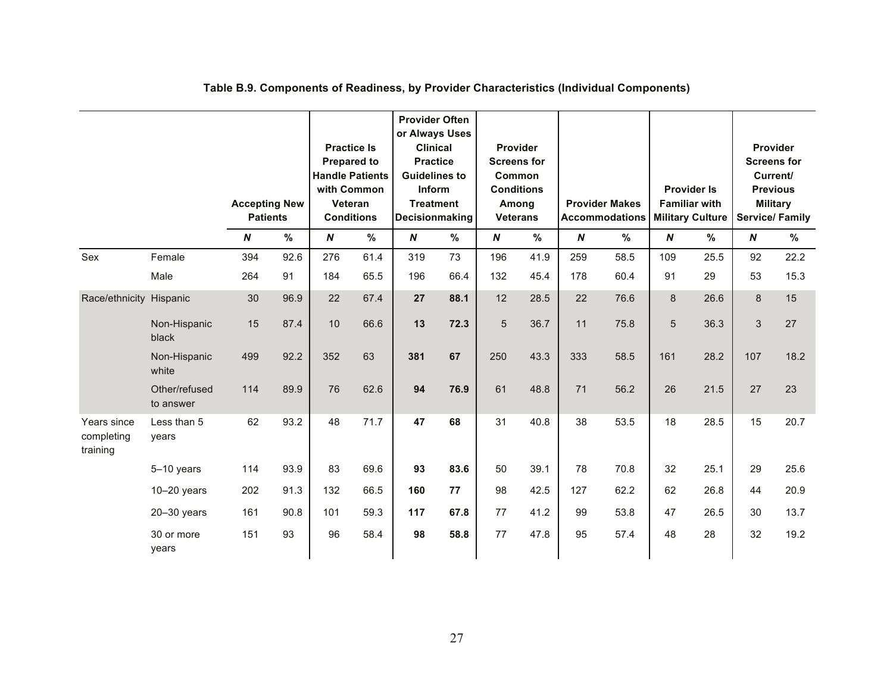**Table B.9. Components of Readiness, by Provider Characteristics (Individual Components)**

| | | Accepting New Patients | | Practice Is Prepared to Handle Patients with Common Veteran Conditions | | Provider Often or Always Uses Clinical Practice Guidelines to Inform Treatment Decisionmaking | | Provider Screens for Common Conditions Among Veterans | | Provider Makes Accommodations | | Provider Is Familiar with Military Culture | | Provider Screens for Current/ Previous Military Service/ Family | |
|---|---|---|---|---|---|---|---|---|---|---|---|---|---|---|---|
| | | ***N*** | **%** | ***N*** | **%** | ***N*** | **%** | ***N*** | **%** | ***N*** | **%** | ***N*** | **%** | ***N*** | **%** |
| Sex | Female | 394 | 92.6 | 276 | 61.4 | 319 | 73 | 196 | 41.9 | 259 | 58.5 | 109 | 25.5 | 92 | 22.2 |
| | Male | 264 | 91 | 184 | 65.5 | 196 | 66.4 | 132 | 45.4 | 178 | 60.4 | 91 | 29 | 53 | 15.3 |
| Race/ethnicity | Hispanic | 30 | 96.9 | 22 | 67.4 | **27** | **88.1** | 12 | 28.5 | 22 | 76.6 | 8 | 26.6 | 8 | 15 |
| | Non-Hispanic black | 15 | 87.4 | 10 | 66.6 | **13** | **72.3** | 5 | 36.7 | 11 | 75.8 | 5 | 36.3 | 3 | 27 |
| | Non-Hispanic white | 499 | 92.2 | 352 | 63 | **381** | **67** | 250 | 43.3 | 333 | 58.5 | 161 | 28.2 | 107 | 18.2 |
| | Other/refused to answer | 114 | 89.9 | 76 | 62.6 | **94** | **76.9** | 61 | 48.8 | 71 | 56.2 | 26 | 21.5 | 27 | 23 |
| Years since completing training | Less than 5 years | 62 | 93.2 | 48 | 71.7 | **47** | **68** | 31 | 40.8 | 38 | 53.5 | 18 | 28.5 | 15 | 20.7 |
| | 5–10 years | 114 | 93.9 | 83 | 69.6 | **93** | **83.6** | 50 | 39.1 | 78 | 70.8 | 32 | 25.1 | 29 | 25.6 |
| | 10–20 years | 202 | 91.3 | 132 | 66.5 | **160** | **77** | 98 | 42.5 | 127 | 62.2 | 62 | 26.8 | 44 | 20.9 |
| | 20–30 years | 161 | 90.8 | 101 | 59.3 | **117** | **67.8** | 77 | 41.2 | 99 | 53.8 | 47 | 26.5 | 30 | 13.7 |
| | 30 or more years | 151 | 93 | 96 | 58.4 | **98** | **58.8** | 77 | 47.8 | 95 | 57.4 | 48 | 28 | 32 | 19.2 |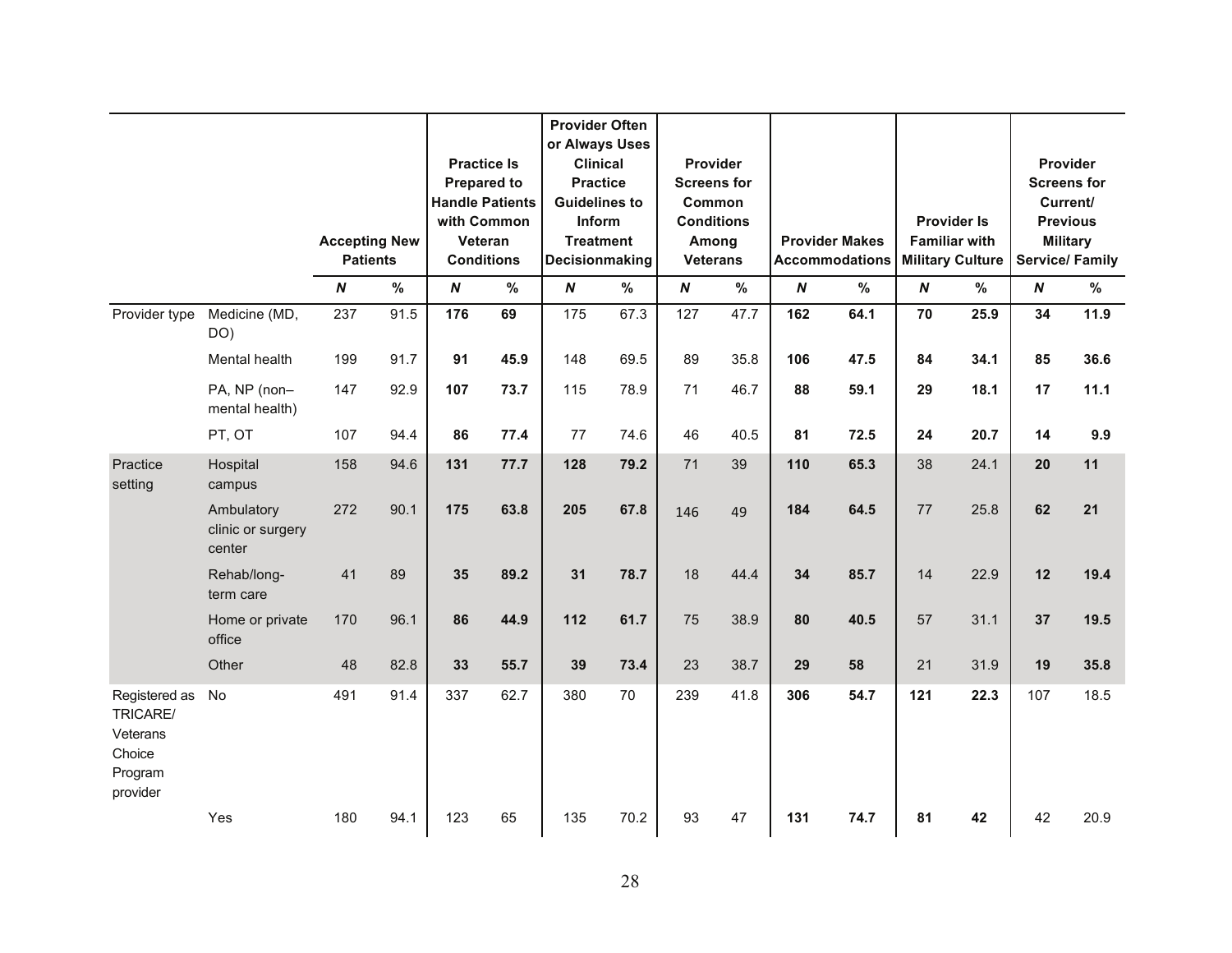| | | Accepting New Patients | | Practice Is Prepared to Handle Patients with Common Veteran Conditions | | Provider Often or Always Uses Clinical Practice Guidelines to Inform Treatment Decisionmaking | | Provider Screens for Common Conditions Among Veterans | | Provider Makes Accommodations | | Provider Is Familiar with Military Culture | | Provider Screens for Current/ Previous Military Service/ Family | |
|---|---|---|---|---|---|---|---|---|---|---|---|---|---|---|---|
| | | ***N*** | **%** | ***N*** | **%** | ***N*** | **%** | ***N*** | **%** | ***N*** | **%** | ***N*** | **%** | ***N*** | **%** |
| Provider type | Medicine (MD, DO) | 237 | 91.5 | **176** | **69** | 175 | 67.3 | 127 | 47.7 | **162** | **64.1** | **70** | **25.9** | **34** | **11.9** |
| | Mental health | 199 | 91.7 | **91** | **45.9** | 148 | 69.5 | 89 | 35.8 | **106** | **47.5** | **84** | **34.1** | **85** | **36.6** |
| | PA, NP (non–mental health) | 147 | 92.9 | **107** | **73.7** | 115 | 78.9 | 71 | 46.7 | **88** | **59.1** | **29** | **18.1** | **17** | **11.1** |
| | PT, OT | 107 | 94.4 | **86** | **77.4** | 77 | 74.6 | 46 | 40.5 | **81** | **72.5** | **24** | **20.7** | **14** | **9.9** |
| Practice setting | Hospital campus | 158 | 94.6 | **131** | **77.7** | **128** | **79.2** | 71 | 39 | **110** | **65.3** | 38 | 24.1 | **20** | **11** |
| | Ambulatory clinic or surgery center | 272 | 90.1 | **175** | **63.8** | **205** | **67.8** | 146 | 49 | **184** | **64.5** | 77 | 25.8 | **62** | **21** |
| | Rehab/long-term care | 41 | 89 | **35** | **89.2** | **31** | **78.7** | 18 | 44.4 | **34** | **85.7** | 14 | 22.9 | **12** | **19.4** |
| | Home or private office | 170 | 96.1 | **86** | **44.9** | **112** | **61.7** | 75 | 38.9 | **80** | **40.5** | 57 | 31.1 | **37** | **19.5** |
| | Other | 48 | 82.8 | **33** | **55.7** | **39** | **73.4** | 23 | 38.7 | **29** | **58** | 21 | 31.9 | **19** | **35.8** |
| Registered as TRICARE/ Veterans Choice Program provider | No | 491 | 91.4 | 337 | 62.7 | 380 | 70 | 239 | 41.8 | **306** | **54.7** | **121** | **22.3** | 107 | 18.5 |
| | Yes | 180 | 94.1 | 123 | 65 | 135 | 70.2 | 93 | 47 | **131** | **74.7** | **81** | **42** | 42 | 20.9 |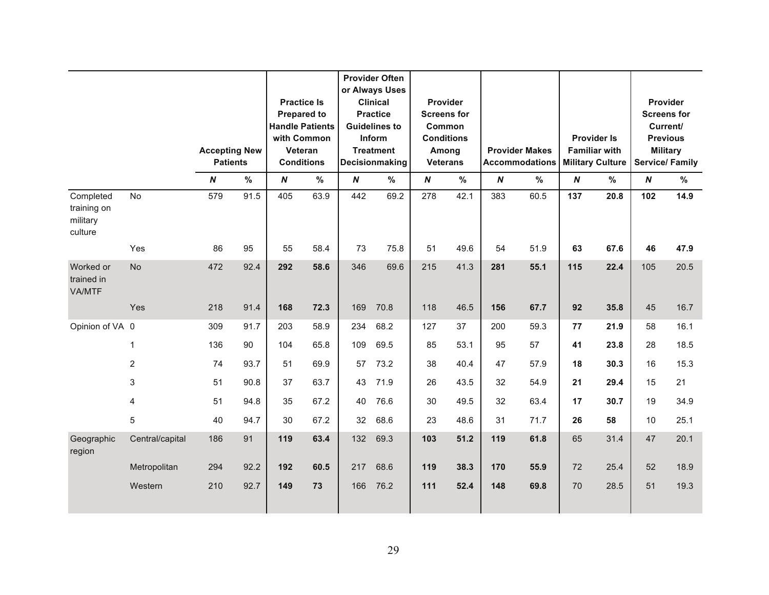| | | Accepting New Patients | | Practice Is Prepared to Handle Patients with Common Veteran Conditions | | Provider Often or Always Uses Clinical Practice Guidelines to Inform Treatment Decisionmaking | | Provider Screens for Common Conditions Among Veterans | | Provider Makes Accommodations | | Provider Is Familiar with Military Culture | | Provider Screens for Current/ Previous Military Service/ Family | |
|---|---|---|---|---|---|---|---|---|---|---|---|---|---|---|---|
| | | ***N*** | **%** | ***N*** | **%** | ***N*** | **%** | ***N*** | **%** | ***N*** | **%** | ***N*** | **%** | ***N*** | **%** |
| Completed training on military culture | No | 579 | 91.5 | 405 | 63.9 | 442 | 69.2 | 278 | 42.1 | 383 | 60.5 | **137** | **20.8** | **102** | **14.9** |
| | Yes | 86 | 95 | 55 | 58.4 | 73 | 75.8 | 51 | 49.6 | 54 | 51.9 | **63** | **67.6** | **46** | **47.9** |
| Worked or trained in VA/MTF | No | 472 | 92.4 | **292** | **58.6** | 346 | 69.6 | 215 | 41.3 | **281** | **55.1** | **115** | **22.4** | 105 | 20.5 |
| | Yes | 218 | 91.4 | **168** | **72.3** | 169 | 70.8 | 118 | 46.5 | **156** | **67.7** | **92** | **35.8** | 45 | 16.7 |
| Opinion of VA | 0 | 309 | 91.7 | 203 | 58.9 | 234 | 68.2 | 127 | 37 | 200 | 59.3 | **77** | **21.9** | 58 | 16.1 |
| | 1 | 136 | 90 | 104 | 65.8 | 109 | 69.5 | 85 | 53.1 | 95 | 57 | **41** | **23.8** | 28 | 18.5 |
| | 2 | 74 | 93.7 | 51 | 69.9 | 57 | 73.2 | 38 | 40.4 | 47 | 57.9 | **18** | **30.3** | 16 | 15.3 |
| | 3 | 51 | 90.8 | 37 | 63.7 | 43 | 71.9 | 26 | 43.5 | 32 | 54.9 | **21** | **29.4** | 15 | 21 |
| | 4 | 51 | 94.8 | 35 | 67.2 | 40 | 76.6 | 30 | 49.5 | 32 | 63.4 | **17** | **30.7** | 19 | 34.9 |
| | 5 | 40 | 94.7 | 30 | 67.2 | 32 | 68.6 | 23 | 48.6 | 31 | 71.7 | **26** | **58** | 10 | 25.1 |
| Geographic region | Central/capital | 186 | 91 | **119** | **63.4** | 132 | 69.3 | **103** | **51.2** | **119** | **61.8** | 65 | 31.4 | 47 | 20.1 |
| | Metropolitan | 294 | 92.2 | **192** | **60.5** | 217 | 68.6 | **119** | **38.3** | **170** | **55.9** | 72 | 25.4 | 52 | 18.9 |
| | Western | 210 | 92.7 | **149** | **73** | 166 | 76.2 | **111** | **52.4** | **148** | **69.8** | 70 | 28.5 | 51 | 19.3 |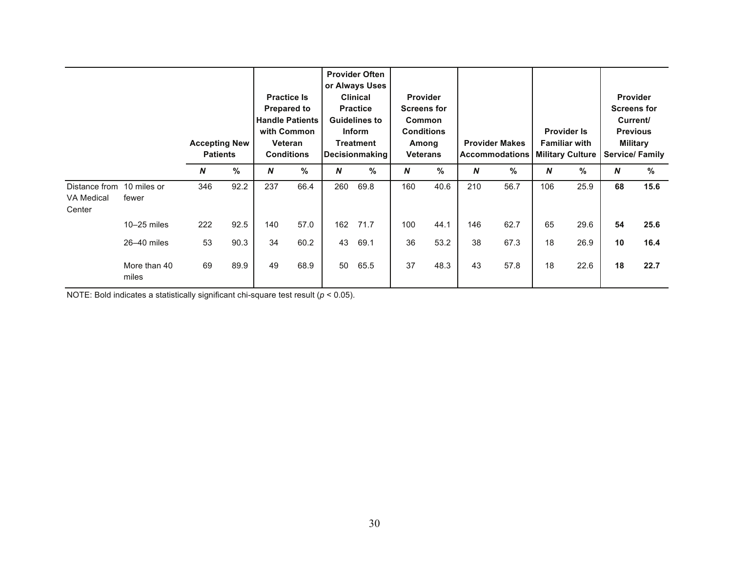| | | Accepting New Patients | | Practice Is Prepared to Handle Patients with Common Veteran Conditions | | Provider Often or Always Uses Clinical Practice Guidelines to Inform Treatment Decisionmaking | | Provider Screens for Common Conditions Among Veterans | | Provider Makes Accommodations | | Provider Is Familiar with Military Culture | | Provider Screens for Current/ Previous Military Service/ Family | |
|---|---|---|---|---|---|---|---|---|---|---|---|---|---|---|---|
| | | ***N*** | **%** | ***N*** | **%** | ***N*** | **%** | ***N*** | **%** | ***N*** | **%** | ***N*** | **%** | ***N*** | **%** |
| Distance from VA Medical Center | 10 miles or fewer | 346 | 92.2 | 237 | 66.4 | 260 | 69.8 | 160 | 40.6 | 210 | 56.7 | 106 | 25.9 | **68** | **15.6** |
| | 10–25 miles | 222 | 92.5 | 140 | 57.0 | 162 | 71.7 | 100 | 44.1 | 146 | 62.7 | 65 | 29.6 | **54** | **25.6** |
| | 26–40 miles | 53 | 90.3 | 34 | 60.2 | 43 | 69.1 | 36 | 53.2 | 38 | 67.3 | 18 | 26.9 | **10** | **16.4** |
| | More than 40 miles | 69 | 89.9 | 49 | 68.9 | 50 | 65.5 | 37 | 48.3 | 43 | 57.8 | 18 | 22.6 | **18** | **22.7** |

NOTE: Bold indicates a statistically significant chi-square test result ($p$ < 0.05).